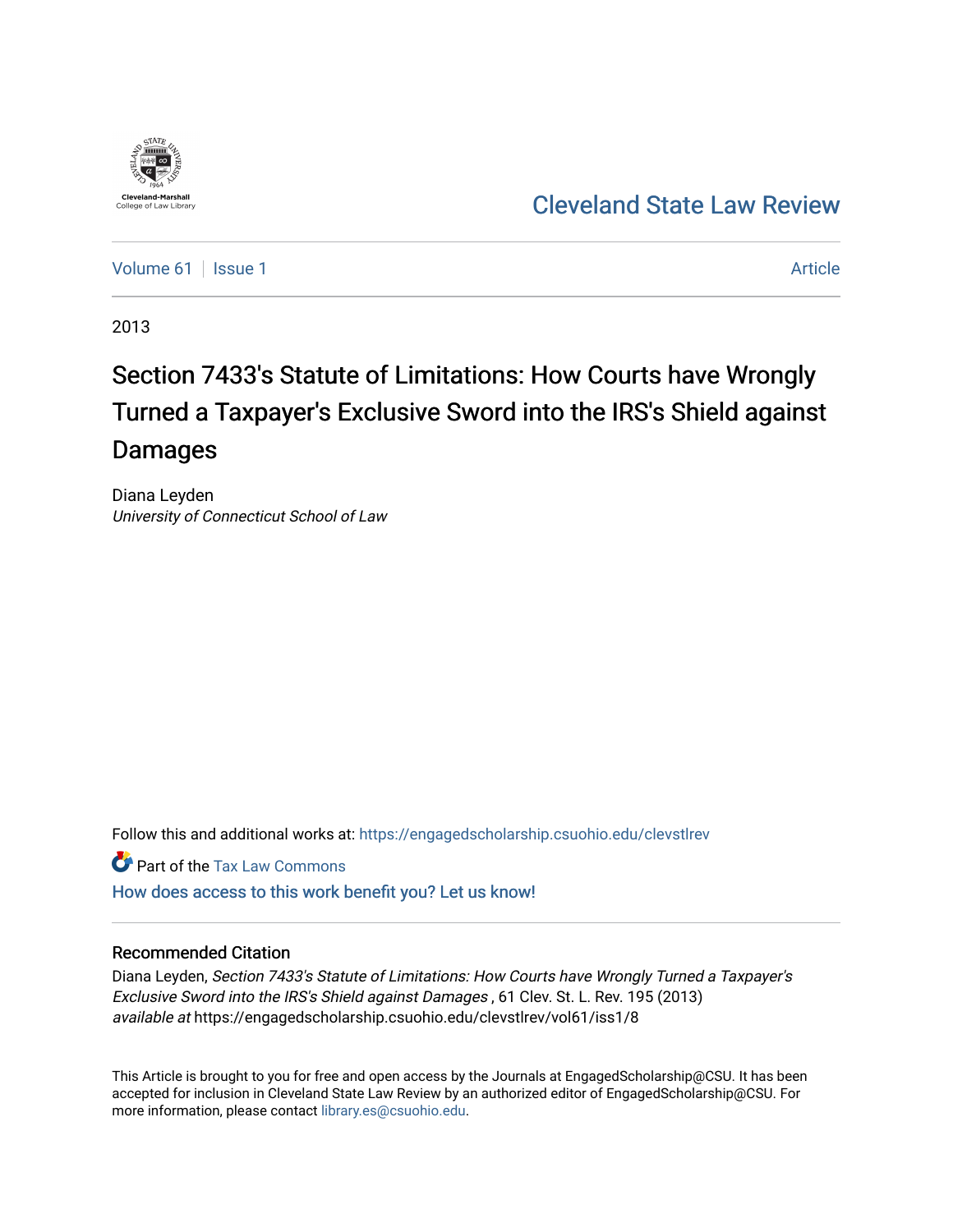Cleveland State Law Review

Volume 61 | Issue 1 | Article

2013

# Section 7433's Statute of Limitations: How Courts have Wrongly Turned a Taxpayer's Exclusive Sword into the IRS's Shield against Damages

Diana Leyden
*University of Connecticut School of Law*

Follow this and additional works at: https://engagedscholarship.csuohio.edu/clevstlrev

Part of the Tax Law Commons

How does access to this work benefit you? Let us know!

## Recommended Citation

Diana Leyden, *Section 7433's Statute of Limitations: How Courts have Wrongly Turned a Taxpayer's Exclusive Sword into the IRS's Shield against Damages* , 61 Clev. St. L. Rev. 195 (2013)
*available at* https://engagedscholarship.csuohio.edu/clevstlrev/vol61/iss1/8

This Article is brought to you for free and open access by the Journals at EngagedScholarship@CSU. It has been accepted for inclusion in Cleveland State Law Review by an authorized editor of EngagedScholarship@CSU. For more information, please contact library.es@csuohio.edu.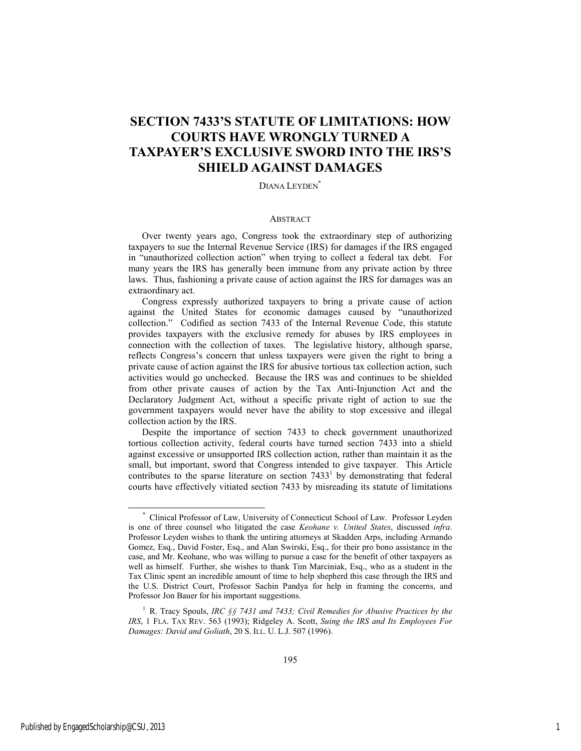# SECTION 7433'S STATUTE OF LIMITATIONS: HOW COURTS HAVE WRONGLY TURNED A TAXPAYER'S EXCLUSIVE SWORD INTO THE IRS'S SHIELD AGAINST DAMAGES

DIANA LEYDEN[*]

## ABSTRACT

Over twenty years ago, Congress took the extraordinary step of authorizing taxpayers to sue the Internal Revenue Service (IRS) for damages if the IRS engaged in "unauthorized collection action" when trying to collect a federal tax debt. For many years the IRS has generally been immune from any private action by three laws. Thus, fashioning a private cause of action against the IRS for damages was an extraordinary act.

Congress expressly authorized taxpayers to bring a private cause of action against the United States for economic damages caused by "unauthorized collection." Codified as section 7433 of the Internal Revenue Code, this statute provides taxpayers with the exclusive remedy for abuses by IRS employees in connection with the collection of taxes. The legislative history, although sparse, reflects Congress's concern that unless taxpayers were given the right to bring a private cause of action against the IRS for abusive tortious tax collection action, such activities would go unchecked. Because the IRS was and continues to be shielded from other private causes of action by the Tax Anti-Injunction Act and the Declaratory Judgment Act, without a specific private right of action to sue the government taxpayers would never have the ability to stop excessive and illegal collection action by the IRS.

Despite the importance of section 7433 to check government unauthorized tortious collection activity, federal courts have turned section 7433 into a shield against excessive or unsupported IRS collection action, rather than maintain it as the small, but important, sword that Congress intended to give taxpayer. This Article contributes to the sparse literature on section 7433[1] by demonstrating that federal courts have effectively vitiated section 7433 by misreading its statute of limitations

---

[*] Clinical Professor of Law, University of Connecticut School of Law. Professor Leyden is one of three counsel who litigated the case *Keohane v. United States*, discussed *infra*. Professor Leyden wishes to thank the untiring attorneys at Skadden Arps, including Armando Gomez, Esq., David Foster, Esq., and Alan Swirski, Esq., for their pro bono assistance in the case, and Mr. Keohane, who was willing to pursue a case for the benefit of other taxpayers as well as himself. Further, she wishes to thank Tim Marciniak, Esq., who as a student in the Tax Clinic spent an incredible amount of time to help shepherd this case through the IRS and the U.S. District Court, Professor Sachin Pandya for help in framing the concerns, and Professor Jon Bauer for his important suggestions.

[1] R. Tracy Spouls, *IRC §§ 7431 and 7433; Civil Remedies for Abusive Practices by the IRS*, 1 FLA. TAX REV. 563 (1993); Ridgeley A. Scott, *Suing the IRS and Its Employees For Damages: David and Goliath*, 20 S. ILL. U. L.J. 507 (1996).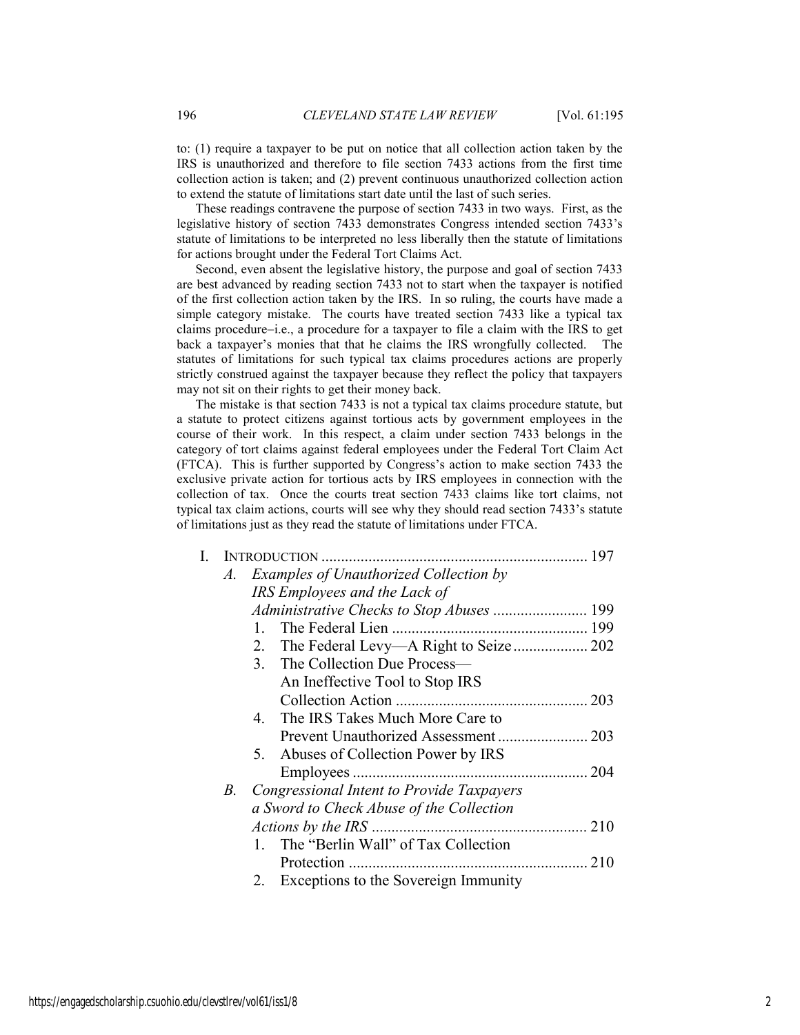to: (1) require a taxpayer to be put on notice that all collection action taken by the IRS is unauthorized and therefore to file section 7433 actions from the first time collection action is taken; and (2) prevent continuous unauthorized collection action to extend the statute of limitations start date until the last of such series.

These readings contravene the purpose of section 7433 in two ways. First, as the legislative history of section 7433 demonstrates Congress intended section 7433's statute of limitations to be interpreted no less liberally then the statute of limitations for actions brought under the Federal Tort Claims Act.

Second, even absent the legislative history, the purpose and goal of section 7433 are best advanced by reading section 7433 not to start when the taxpayer is notified of the first collection action taken by the IRS. In so ruling, the courts have made a simple category mistake. The courts have treated section 7433 like a typical tax claims procedure–i.e., a procedure for a taxpayer to file a claim with the IRS to get back a taxpayer's monies that that he claims the IRS wrongfully collected. The statutes of limitations for such typical tax claims procedures actions are properly strictly construed against the taxpayer because they reflect the policy that taxpayers may not sit on their rights to get their money back.

The mistake is that section 7433 is not a typical tax claims procedure statute, but a statute to protect citizens against tortious acts by government employees in the course of their work. In this respect, a claim under section 7433 belongs in the category of tort claims against federal employees under the Federal Tort Claim Act (FTCA). This is further supported by Congress's action to make section 7433 the exclusive private action for tortious acts by IRS employees in connection with the collection of tax. Once the courts treat section 7433 claims like tort claims, not typical tax claim actions, courts will see why they should read section 7433's statute of limitations just as they read the statute of limitations under FTCA.

- I. INTRODUCTION ..... 197
  - *A. Examples of Unauthorized Collection by IRS Employees and the Lack of Administrative Checks to Stop Abuses* ..... 199
    1. The Federal Lien ..... 199
    2. The Federal Levy—A Right to Seize ..... 202
    3. The Collection Due Process—An Ineffective Tool to Stop IRS Collection Action ..... 203
    4. The IRS Takes Much More Care to Prevent Unauthorized Assessment ..... 203
    5. Abuses of Collection Power by IRS Employees ..... 204
  - *B. Congressional Intent to Provide Taxpayers a Sword to Check Abuse of the Collection Actions by the IRS* ..... 210
    1. The "Berlin Wall" of Tax Collection Protection ..... 210
    2. Exceptions to the Sovereign Immunity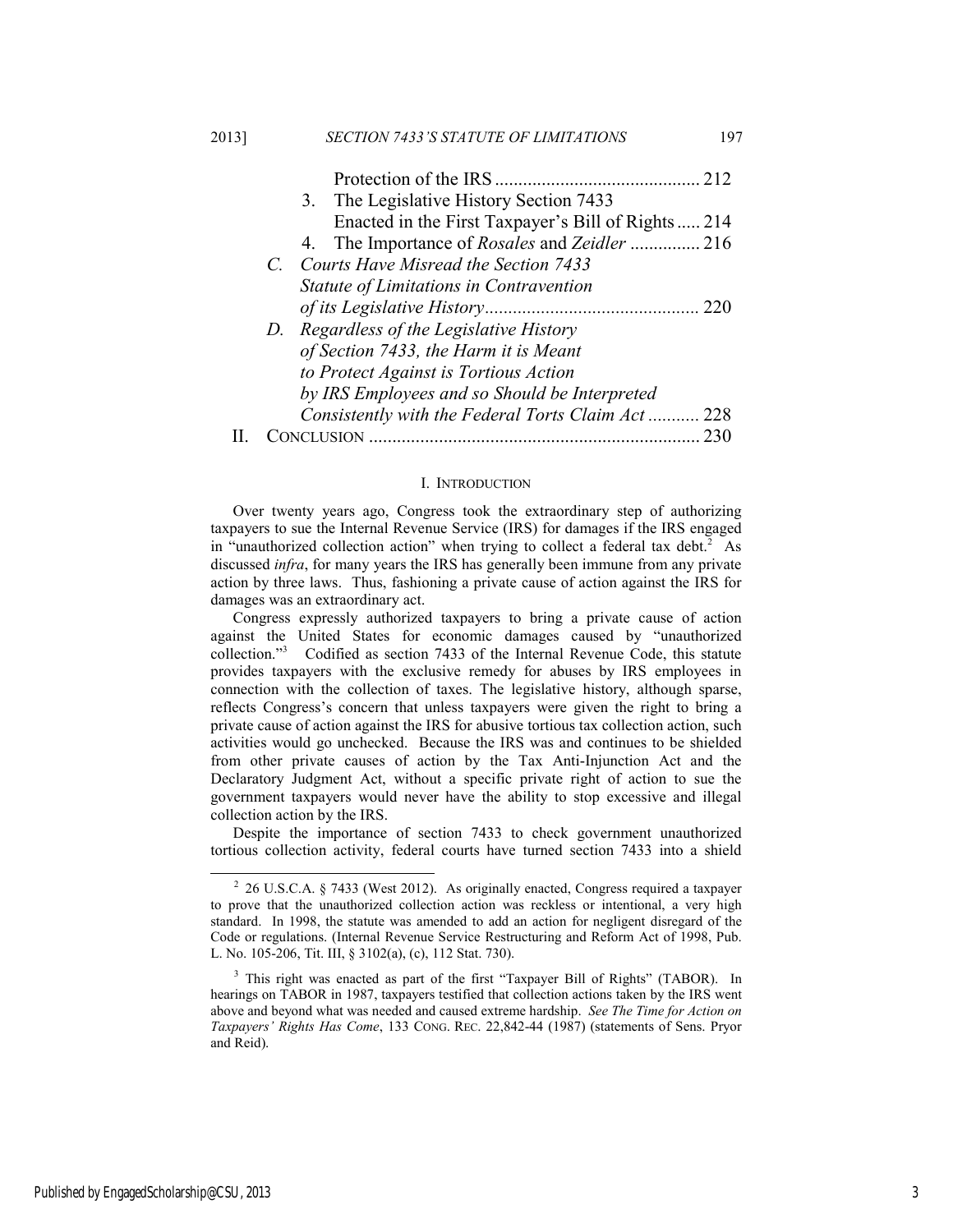Protection of the IRS ........................................... 212

3. The Legislative History Section 7433 Enacted in the First Taxpayer's Bill of Rights ..... 214

4. The Importance of *Rosales* and *Zeidler* ............... 216

C. *Courts Have Misread the Section 7433 Statute of Limitations in Contravention of its Legislative History* ............................................. 220

D. *Regardless of the Legislative History of Section 7433, the Harm it is Meant to Protect Against is Tortious Action by IRS Employees and so Should be Interpreted Consistently with the Federal Torts Claim Act* ........... 228

II. CONCLUSION ...................................................................... 230

## I. INTRODUCTION

Over twenty years ago, Congress took the extraordinary step of authorizing taxpayers to sue the Internal Revenue Service (IRS) for damages if the IRS engaged in "unauthorized collection action" when trying to collect a federal tax debt.[2] As discussed *infra*, for many years the IRS has generally been immune from any private action by three laws. Thus, fashioning a private cause of action against the IRS for damages was an extraordinary act.

Congress expressly authorized taxpayers to bring a private cause of action against the United States for economic damages caused by "unauthorized collection."[3] Codified as section 7433 of the Internal Revenue Code, this statute provides taxpayers with the exclusive remedy for abuses by IRS employees in connection with the collection of taxes. The legislative history, although sparse, reflects Congress's concern that unless taxpayers were given the right to bring a private cause of action against the IRS for abusive tortious tax collection action, such activities would go unchecked. Because the IRS was and continues to be shielded from other private causes of action by the Tax Anti-Injunction Act and the Declaratory Judgment Act, without a specific private right of action to sue the government taxpayers would never have the ability to stop excessive and illegal collection action by the IRS.

Despite the importance of section 7433 to check government unauthorized tortious collection activity, federal courts have turned section 7433 into a shield

---

[2] 26 U.S.C.A. § 7433 (West 2012). As originally enacted, Congress required a taxpayer to prove that the unauthorized collection action was reckless or intentional, a very high standard. In 1998, the statute was amended to add an action for negligent disregard of the Code or regulations. (Internal Revenue Service Restructuring and Reform Act of 1998, Pub. L. No. 105-206, Tit. III, § 3102(a), (c), 112 Stat. 730).

[3] This right was enacted as part of the first "Taxpayer Bill of Rights" (TABOR). In hearings on TABOR in 1987, taxpayers testified that collection actions taken by the IRS went above and beyond what was needed and caused extreme hardship. *See The Time for Action on Taxpayers' Rights Has Come*, 133 CONG. REC. 22,842-44 (1987) (statements of Sens. Pryor and Reid).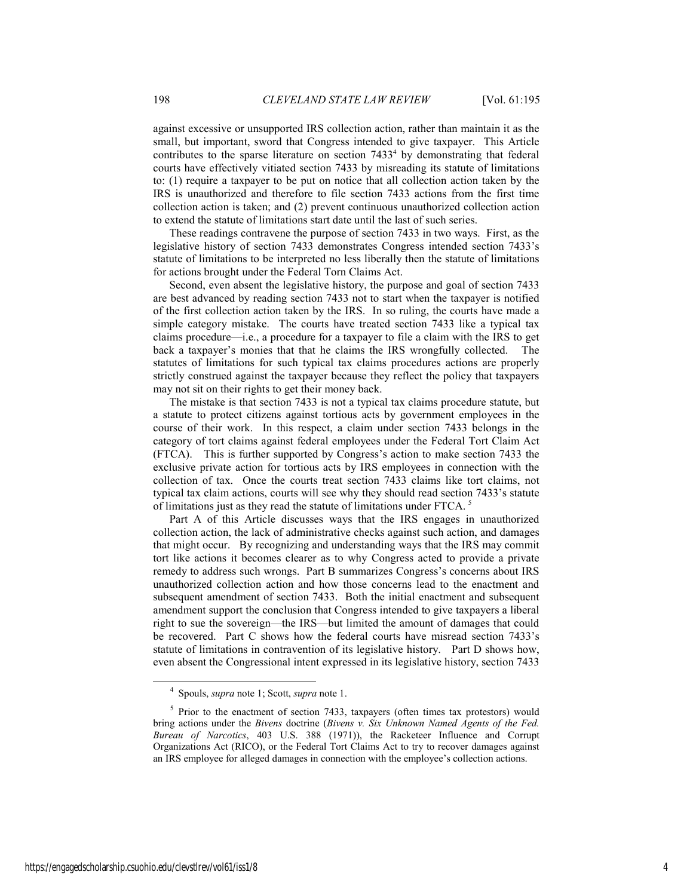against excessive or unsupported IRS collection action, rather than maintain it as the small, but important, sword that Congress intended to give taxpayer. This Article contributes to the sparse literature on section 7433[4] by demonstrating that federal courts have effectively vitiated section 7433 by misreading its statute of limitations to: (1) require a taxpayer to be put on notice that all collection action taken by the IRS is unauthorized and therefore to file section 7433 actions from the first time collection action is taken; and (2) prevent continuous unauthorized collection action to extend the statute of limitations start date until the last of such series.

These readings contravene the purpose of section 7433 in two ways. First, as the legislative history of section 7433 demonstrates Congress intended section 7433's statute of limitations to be interpreted no less liberally then the statute of limitations for actions brought under the Federal Torn Claims Act.

Second, even absent the legislative history, the purpose and goal of section 7433 are best advanced by reading section 7433 not to start when the taxpayer is notified of the first collection action taken by the IRS. In so ruling, the courts have made a simple category mistake. The courts have treated section 7433 like a typical tax claims procedure—i.e., a procedure for a taxpayer to file a claim with the IRS to get back a taxpayer's monies that that he claims the IRS wrongfully collected. The statutes of limitations for such typical tax claims procedures actions are properly strictly construed against the taxpayer because they reflect the policy that taxpayers may not sit on their rights to get their money back.

The mistake is that section 7433 is not a typical tax claims procedure statute, but a statute to protect citizens against tortious acts by government employees in the course of their work. In this respect, a claim under section 7433 belongs in the category of tort claims against federal employees under the Federal Tort Claim Act (FTCA). This is further supported by Congress's action to make section 7433 the exclusive private action for tortious acts by IRS employees in connection with the collection of tax. Once the courts treat section 7433 claims like tort claims, not typical tax claim actions, courts will see why they should read section 7433's statute of limitations just as they read the statute of limitations under FTCA.[5]

Part A of this Article discusses ways that the IRS engages in unauthorized collection action, the lack of administrative checks against such action, and damages that might occur. By recognizing and understanding ways that the IRS may commit tort like actions it becomes clearer as to why Congress acted to provide a private remedy to address such wrongs. Part B summarizes Congress's concerns about IRS unauthorized collection action and how those concerns lead to the enactment and subsequent amendment of section 7433. Both the initial enactment and subsequent amendment support the conclusion that Congress intended to give taxpayers a liberal right to sue the sovereign—the IRS—but limited the amount of damages that could be recovered. Part C shows how the federal courts have misread section 7433's statute of limitations in contravention of its legislative history. Part D shows how, even absent the Congressional intent expressed in its legislative history, section 7433

---

[4] Spouls, *supra* note 1; Scott, *supra* note 1.

[5] Prior to the enactment of section 7433, taxpayers (often times tax protestors) would bring actions under the *Bivens* doctrine (*Bivens v. Six Unknown Named Agents of the Fed. Bureau of Narcotics*, 403 U.S. 388 (1971)), the Racketeer Influence and Corrupt Organizations Act (RICO), or the Federal Tort Claims Act to try to recover damages against an IRS employee for alleged damages in connection with the employee's collection actions.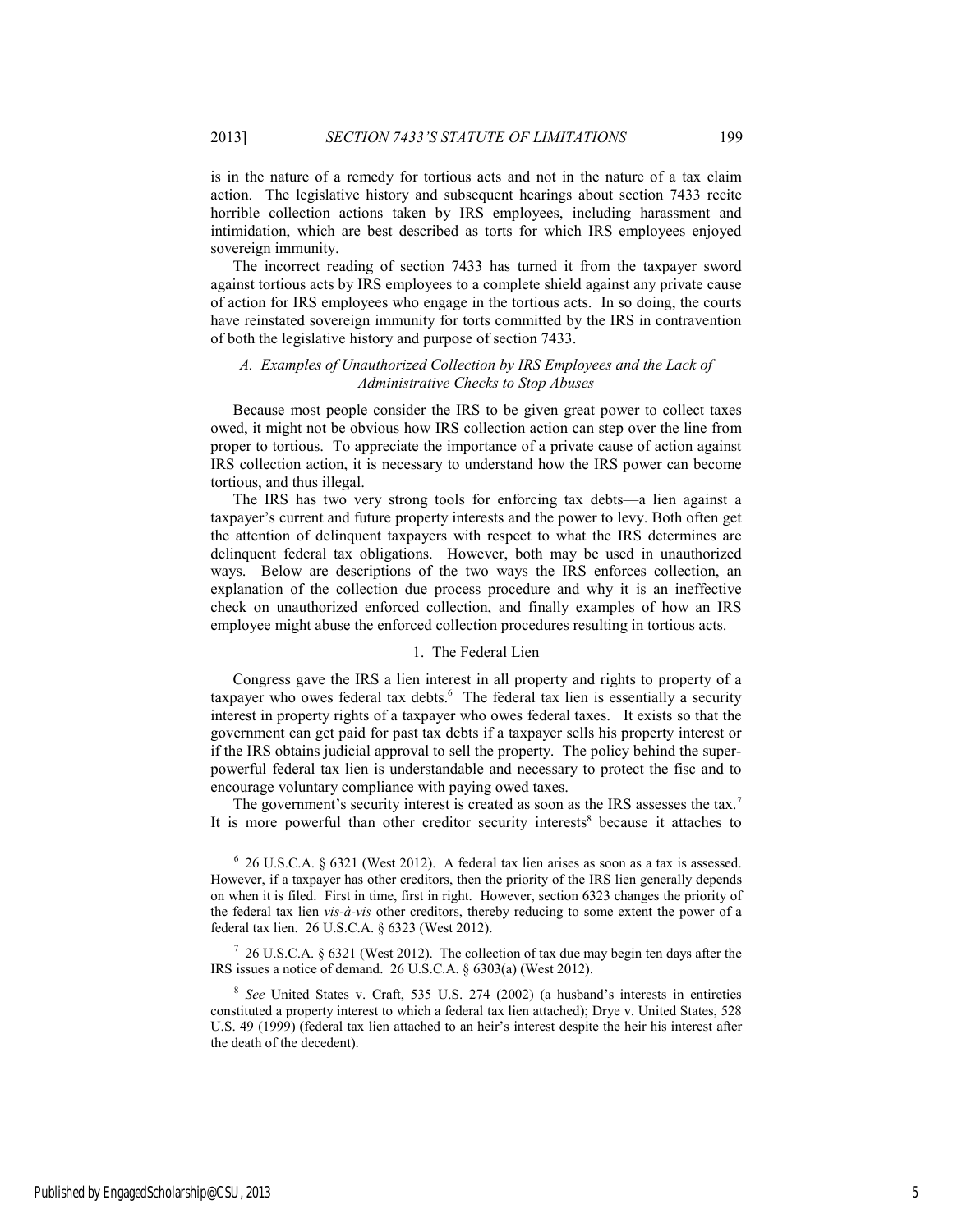is in the nature of a remedy for tortious acts and not in the nature of a tax claim action. The legislative history and subsequent hearings about section 7433 recite horrible collection actions taken by IRS employees, including harassment and intimidation, which are best described as torts for which IRS employees enjoyed sovereign immunity.

The incorrect reading of section 7433 has turned it from the taxpayer sword against tortious acts by IRS employees to a complete shield against any private cause of action for IRS employees who engage in the tortious acts. In so doing, the courts have reinstated sovereign immunity for torts committed by the IRS in contravention of both the legislative history and purpose of section 7433.

### *A. Examples of Unauthorized Collection by IRS Employees and the Lack of Administrative Checks to Stop Abuses*

Because most people consider the IRS to be given great power to collect taxes owed, it might not be obvious how IRS collection action can step over the line from proper to tortious. To appreciate the importance of a private cause of action against IRS collection action, it is necessary to understand how the IRS power can become tortious, and thus illegal.

The IRS has two very strong tools for enforcing tax debts—a lien against a taxpayer's current and future property interests and the power to levy. Both often get the attention of delinquent taxpayers with respect to what the IRS determines are delinquent federal tax obligations. However, both may be used in unauthorized ways. Below are descriptions of the two ways the IRS enforces collection, an explanation of the collection due process procedure and why it is an ineffective check on unauthorized enforced collection, and finally examples of how an IRS employee might abuse the enforced collection procedures resulting in tortious acts.

#### 1. The Federal Lien

Congress gave the IRS a lien interest in all property and rights to property of a taxpayer who owes federal tax debts.[6] The federal tax lien is essentially a security interest in property rights of a taxpayer who owes federal taxes. It exists so that the government can get paid for past tax debts if a taxpayer sells his property interest or if the IRS obtains judicial approval to sell the property. The policy behind the super-powerful federal tax lien is understandable and necessary to protect the fisc and to encourage voluntary compliance with paying owed taxes.

The government's security interest is created as soon as the IRS assesses the tax.[7] It is more powerful than other creditor security interests[8] because it attaches to

---

[6] 26 U.S.C.A. § 6321 (West 2012). A federal tax lien arises as soon as a tax is assessed. However, if a taxpayer has other creditors, then the priority of the IRS lien generally depends on when it is filed. First in time, first in right. However, section 6323 changes the priority of the federal tax lien *vis-à-vis* other creditors, thereby reducing to some extent the power of a federal tax lien. 26 U.S.C.A. § 6323 (West 2012).

[7] 26 U.S.C.A. § 6321 (West 2012). The collection of tax due may begin ten days after the IRS issues a notice of demand. 26 U.S.C.A. § 6303(a) (West 2012).

[8] *See* United States v. Craft, 535 U.S. 274 (2002) (a husband's interests in entireties constituted a property interest to which a federal tax lien attached); Drye v. United States, 528 U.S. 49 (1999) (federal tax lien attached to an heir's interest despite the heir his interest after the death of the decedent).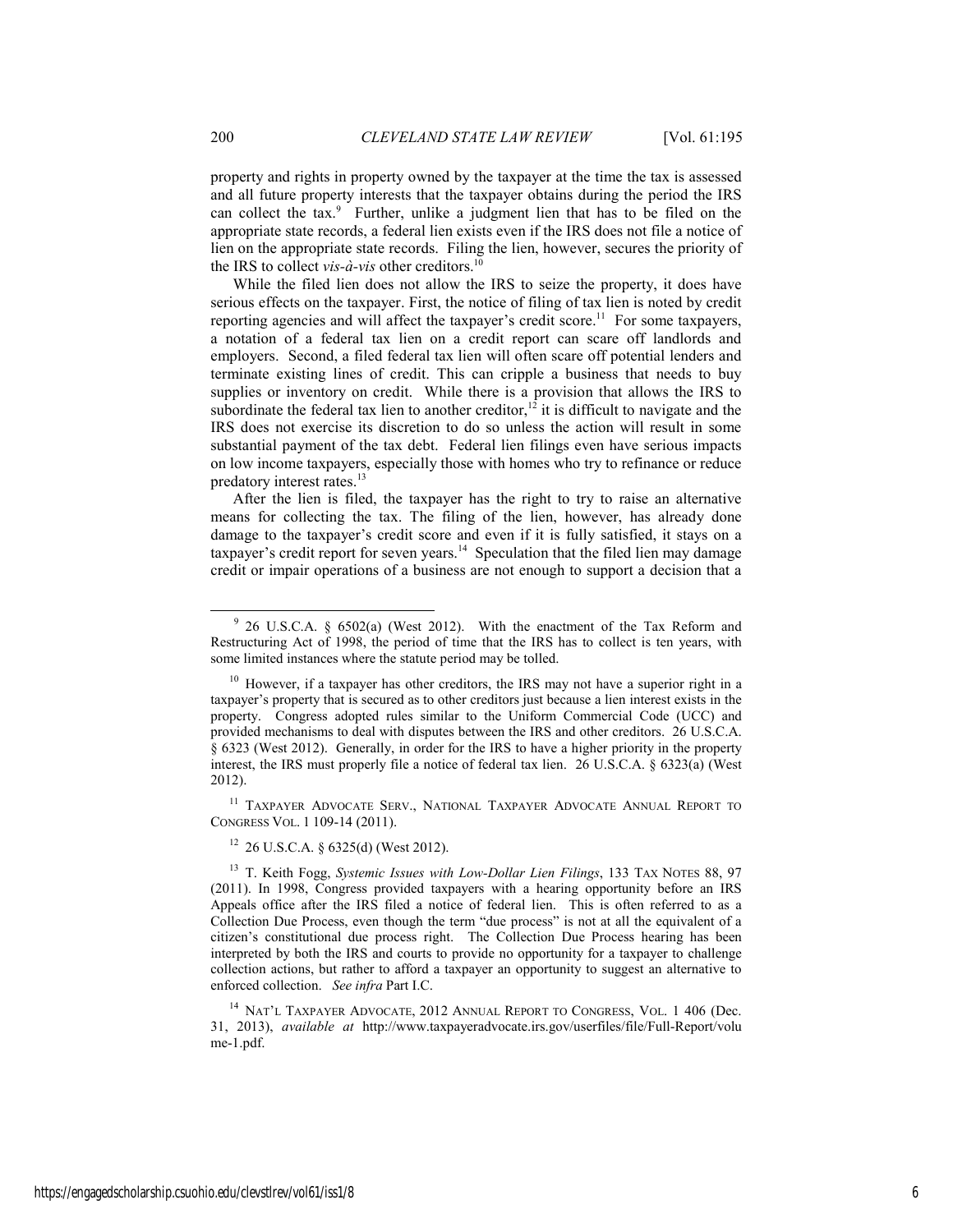property and rights in property owned by the taxpayer at the time the tax is assessed and all future property interests that the taxpayer obtains during the period the IRS can collect the tax.[9] Further, unlike a judgment lien that has to be filed on the appropriate state records, a federal lien exists even if the IRS does not file a notice of lien on the appropriate state records. Filing the lien, however, secures the priority of the IRS to collect *vis-à-vis* other creditors.[10]

While the filed lien does not allow the IRS to seize the property, it does have serious effects on the taxpayer. First, the notice of filing of tax lien is noted by credit reporting agencies and will affect the taxpayer's credit score.[11] For some taxpayers, a notation of a federal tax lien on a credit report can scare off landlords and employers. Second, a filed federal tax lien will often scare off potential lenders and terminate existing lines of credit. This can cripple a business that needs to buy supplies or inventory on credit. While there is a provision that allows the IRS to subordinate the federal tax lien to another creditor,[12] it is difficult to navigate and the IRS does not exercise its discretion to do so unless the action will result in some substantial payment of the tax debt. Federal lien filings even have serious impacts on low income taxpayers, especially those with homes who try to refinance or reduce predatory interest rates.[13]

After the lien is filed, the taxpayer has the right to try to raise an alternative means for collecting the tax. The filing of the lien, however, has already done damage to the taxpayer's credit score and even if it is fully satisfied, it stays on a taxpayer's credit report for seven years.[14] Speculation that the filed lien may damage credit or impair operations of a business are not enough to support a decision that a

---

[9] 26 U.S.C.A. § 6502(a) (West 2012). With the enactment of the Tax Reform and Restructuring Act of 1998, the period of time that the IRS has to collect is ten years, with some limited instances where the statute period may be tolled.

[10] However, if a taxpayer has other creditors, the IRS may not have a superior right in a taxpayer's property that is secured as to other creditors just because a lien interest exists in the property. Congress adopted rules similar to the Uniform Commercial Code (UCC) and provided mechanisms to deal with disputes between the IRS and other creditors. 26 U.S.C.A. § 6323 (West 2012). Generally, in order for the IRS to have a higher priority in the property interest, the IRS must properly file a notice of federal tax lien. 26 U.S.C.A. § 6323(a) (West 2012).

[11] TAXPAYER ADVOCATE SERV., NATIONAL TAXPAYER ADVOCATE ANNUAL REPORT TO CONGRESS VOL. 1 109-14 (2011).

[12] 26 U.S.C.A. § 6325(d) (West 2012).

[13] T. Keith Fogg, *Systemic Issues with Low-Dollar Lien Filings*, 133 TAX NOTES 88, 97 (2011). In 1998, Congress provided taxpayers with a hearing opportunity before an IRS Appeals office after the IRS filed a notice of federal lien. This is often referred to as a Collection Due Process, even though the term "due process" is not at all the equivalent of a citizen's constitutional due process right. The Collection Due Process hearing has been interpreted by both the IRS and courts to provide no opportunity for a taxpayer to challenge collection actions, but rather to afford a taxpayer an opportunity to suggest an alternative to enforced collection. *See infra* Part I.C.

[14] NAT'L TAXPAYER ADVOCATE, 2012 ANNUAL REPORT TO CONGRESS, VOL. 1 406 (Dec. 31, 2013), *available at* http://www.taxpayeradvocate.irs.gov/userfiles/file/Full-Report/volume-1.pdf.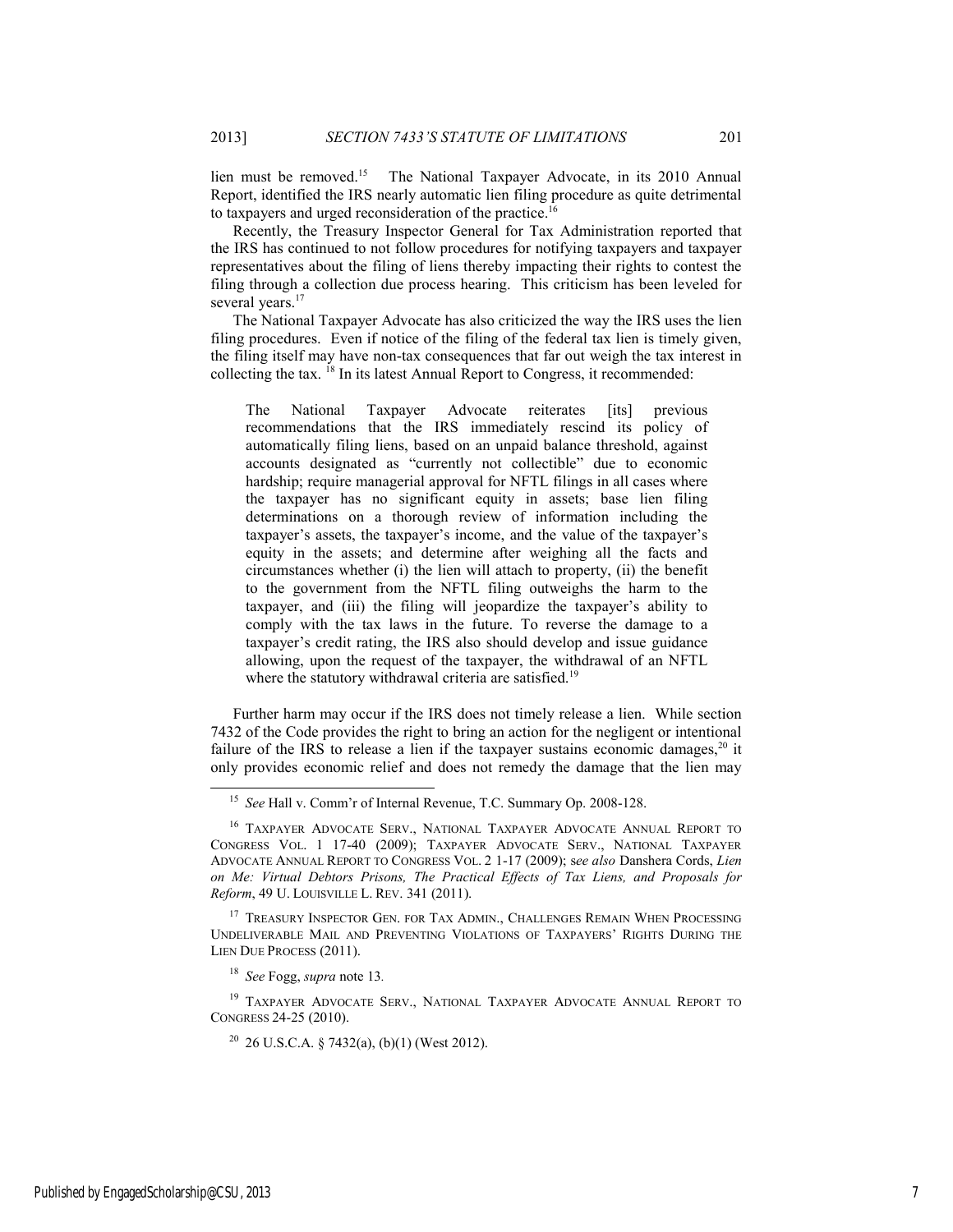lien must be removed.[15] The National Taxpayer Advocate, in its 2010 Annual Report, identified the IRS nearly automatic lien filing procedure as quite detrimental to taxpayers and urged reconsideration of the practice.[16]

Recently, the Treasury Inspector General for Tax Administration reported that the IRS has continued to not follow procedures for notifying taxpayers and taxpayer representatives about the filing of liens thereby impacting their rights to contest the filing through a collection due process hearing. This criticism has been leveled for several years.[17]

The National Taxpayer Advocate has also criticized the way the IRS uses the lien filing procedures. Even if notice of the filing of the federal tax lien is timely given, the filing itself may have non-tax consequences that far out weigh the tax interest in collecting the tax. [18] In its latest Annual Report to Congress, it recommended:

> The National Taxpayer Advocate reiterates [its] previous recommendations that the IRS immediately rescind its policy of automatically filing liens, based on an unpaid balance threshold, against accounts designated as "currently not collectible" due to economic hardship; require managerial approval for NFTL filings in all cases where the taxpayer has no significant equity in assets; base lien filing determinations on a thorough review of information including the taxpayer's assets, the taxpayer's income, and the value of the taxpayer's equity in the assets; and determine after weighing all the facts and circumstances whether (i) the lien will attach to property, (ii) the benefit to the government from the NFTL filing outweighs the harm to the taxpayer, and (iii) the filing will jeopardize the taxpayer's ability to comply with the tax laws in the future. To reverse the damage to a taxpayer's credit rating, the IRS also should develop and issue guidance allowing, upon the request of the taxpayer, the withdrawal of an NFTL where the statutory withdrawal criteria are satisfied.[19]

Further harm may occur if the IRS does not timely release a lien. While section 7432 of the Code provides the right to bring an action for the negligent or intentional failure of the IRS to release a lien if the taxpayer sustains economic damages,[20] it only provides economic relief and does not remedy the damage that the lien may

---

[15] *See* Hall v. Comm'r of Internal Revenue, T.C. Summary Op. 2008-128.

[16] TAXPAYER ADVOCATE SERV., NATIONAL TAXPAYER ADVOCATE ANNUAL REPORT TO CONGRESS VOL. 1 17-40 (2009); TAXPAYER ADVOCATE SERV., NATIONAL TAXPAYER ADVOCATE ANNUAL REPORT TO CONGRESS VOL. 2 1-17 (2009); s*ee also* Danshera Cords, *Lien on Me: Virtual Debtors Prisons, The Practical Effects of Tax Liens, and Proposals for Reform*, 49 U. LOUISVILLE L. REV. 341 (2011).

[17] TREASURY INSPECTOR GEN. FOR TAX ADMIN., CHALLENGES REMAIN WHEN PROCESSING UNDELIVERABLE MAIL AND PREVENTING VIOLATIONS OF TAXPAYERS' RIGHTS DURING THE LIEN DUE PROCESS (2011).

[18] *See* Fogg, *supra* note 13.

[19] TAXPAYER ADVOCATE SERV., NATIONAL TAXPAYER ADVOCATE ANNUAL REPORT TO CONGRESS 24-25 (2010).

[20] 26 U.S.C.A. § 7432(a), (b)(1) (West 2012).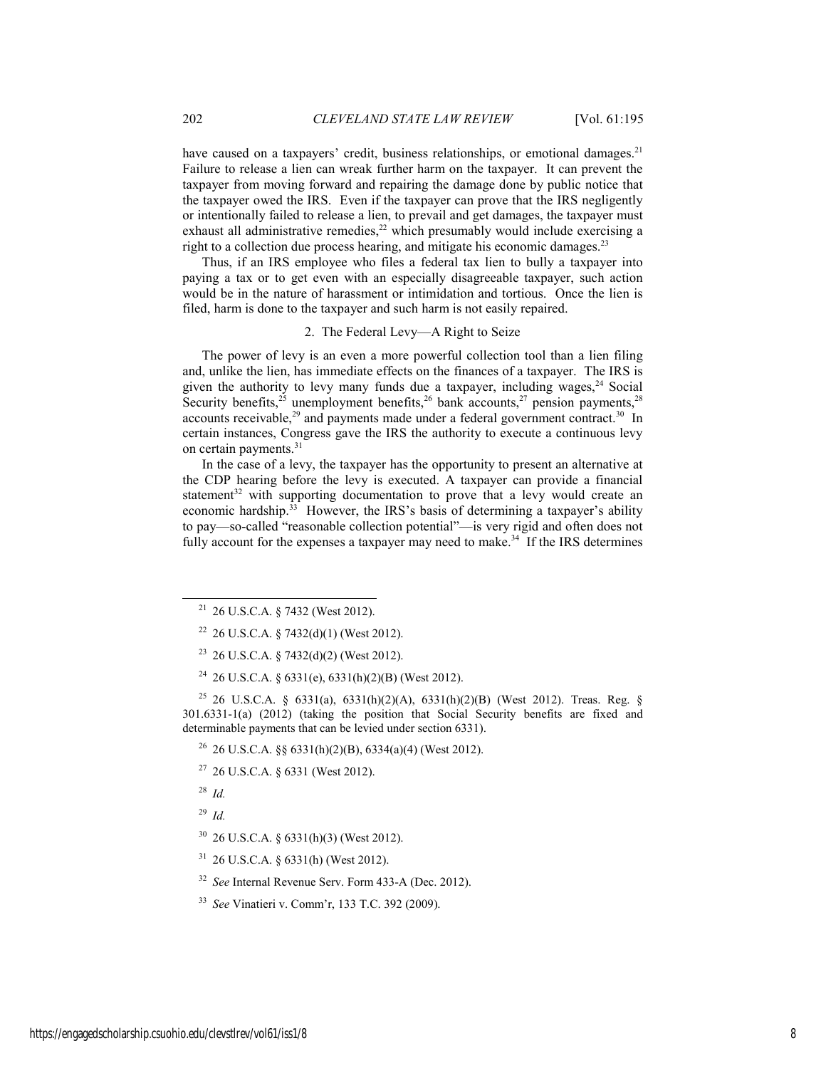have caused on a taxpayers' credit, business relationships, or emotional damages.[21] Failure to release a lien can wreak further harm on the taxpayer. It can prevent the taxpayer from moving forward and repairing the damage done by public notice that the taxpayer owed the IRS. Even if the taxpayer can prove that the IRS negligently or intentionally failed to release a lien, to prevail and get damages, the taxpayer must exhaust all administrative remedies,[22] which presumably would include exercising a right to a collection due process hearing, and mitigate his economic damages.[23]

Thus, if an IRS employee who files a federal tax lien to bully a taxpayer into paying a tax or to get even with an especially disagreeable taxpayer, such action would be in the nature of harassment or intimidation and tortious. Once the lien is filed, harm is done to the taxpayer and such harm is not easily repaired.

### 2. The Federal Levy—A Right to Seize

The power of levy is an even a more powerful collection tool than a lien filing and, unlike the lien, has immediate effects on the finances of a taxpayer. The IRS is given the authority to levy many funds due a taxpayer, including wages,[24] Social Security benefits,[25] unemployment benefits,[26] bank accounts,[27] pension payments,[28] accounts receivable,[29] and payments made under a federal government contract.[30] In certain instances, Congress gave the IRS the authority to execute a continuous levy on certain payments.[31]

In the case of a levy, the taxpayer has the opportunity to present an alternative at the CDP hearing before the levy is executed. A taxpayer can provide a financial statement[32] with supporting documentation to prove that a levy would create an economic hardship.[33] However, the IRS's basis of determining a taxpayer's ability to pay—so-called "reasonable collection potential"—is very rigid and often does not fully account for the expenses a taxpayer may need to make.[34] If the IRS determines

---

[21] 26 U.S.C.A. § 7432 (West 2012).

[22] 26 U.S.C.A. § 7432(d)(1) (West 2012).

[23] 26 U.S.C.A. § 7432(d)(2) (West 2012).

[24] 26 U.S.C.A. § 6331(e), 6331(h)(2)(B) (West 2012).

[25] 26 U.S.C.A. § 6331(a), 6331(h)(2)(A), 6331(h)(2)(B) (West 2012). Treas. Reg. § 301.6331-1(a) (2012) (taking the position that Social Security benefits are fixed and determinable payments that can be levied under section 6331).

[26] 26 U.S.C.A. §§ 6331(h)(2)(B), 6334(a)(4) (West 2012).

[27] 26 U.S.C.A. § 6331 (West 2012).

[28] *Id.*

[29] *Id.*

[30] 26 U.S.C.A. § 6331(h)(3) (West 2012).

[31] 26 U.S.C.A. § 6331(h) (West 2012).

[32] *See* Internal Revenue Serv. Form 433-A (Dec. 2012).

[33] *See* Vinatieri v. Comm'r, 133 T.C. 392 (2009).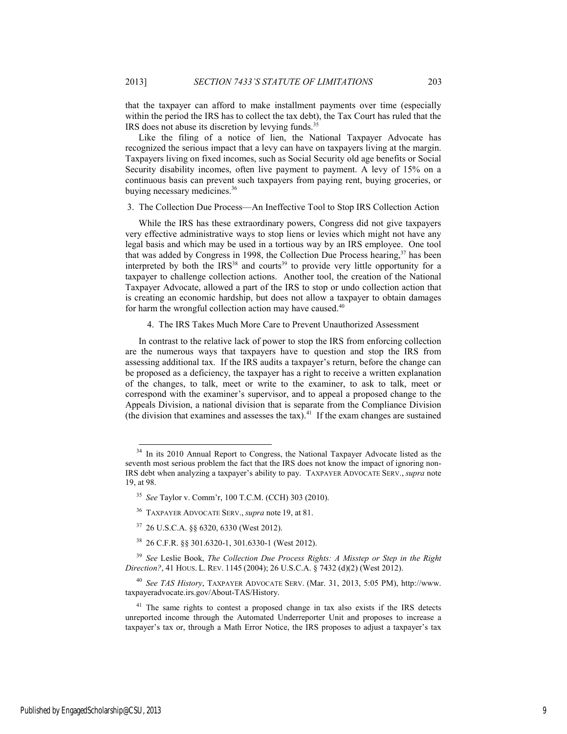that the taxpayer can afford to make installment payments over time (especially within the period the IRS has to collect the tax debt), the Tax Court has ruled that the IRS does not abuse its discretion by levying funds.[35]

Like the filing of a notice of lien, the National Taxpayer Advocate has recognized the serious impact that a levy can have on taxpayers living at the margin. Taxpayers living on fixed incomes, such as Social Security old age benefits or Social Security disability incomes, often live payment to payment. A levy of 15% on a continuous basis can prevent such taxpayers from paying rent, buying groceries, or buying necessary medicines.[36]

### 3. The Collection Due Process—An Ineffective Tool to Stop IRS Collection Action

While the IRS has these extraordinary powers, Congress did not give taxpayers very effective administrative ways to stop liens or levies which might not have any legal basis and which may be used in a tortious way by an IRS employee. One tool that was added by Congress in 1998, the Collection Due Process hearing,[37] has been interpreted by both the IRS[38] and courts[39] to provide very little opportunity for a taxpayer to challenge collection actions. Another tool, the creation of the National Taxpayer Advocate, allowed a part of the IRS to stop or undo collection action that is creating an economic hardship, but does not allow a taxpayer to obtain damages for harm the wrongful collection action may have caused.[40]

### 4. The IRS Takes Much More Care to Prevent Unauthorized Assessment

In contrast to the relative lack of power to stop the IRS from enforcing collection are the numerous ways that taxpayers have to question and stop the IRS from assessing additional tax. If the IRS audits a taxpayer's return, before the change can be proposed as a deficiency, the taxpayer has a right to receive a written explanation of the changes, to talk, meet or write to the examiner, to ask to talk, meet or correspond with the examiner's supervisor, and to appeal a proposed change to the Appeals Division, a national division that is separate from the Compliance Division (the division that examines and assesses the tax).[41] If the exam changes are sustained

---

[34] In its 2010 Annual Report to Congress, the National Taxpayer Advocate listed as the seventh most serious problem the fact that the IRS does not know the impact of ignoring non-IRS debt when analyzing a taxpayer's ability to pay. TAXPAYER ADVOCATE SERV., *supra* note 19, at 98.

[35] *See* Taylor v. Comm'r, 100 T.C.M. (CCH) 303 (2010).

[36] TAXPAYER ADVOCATE SERV., *supra* note 19, at 81.

[37] 26 U.S.C.A. §§ 6320, 6330 (West 2012).

[38] 26 C.F.R. §§ 301.6320-1, 301.6330-1 (West 2012).

[39] *See* Leslie Book, *The Collection Due Process Rights: A Misstep or Step in the Right Direction?*, 41 HOUS. L. REV. 1145 (2004); 26 U.S.C.A. § 7432 (d)(2) (West 2012).

[40] *See TAS History*, TAXPAYER ADVOCATE SERV. (Mar. 31, 2013, 5:05 PM), http://www.taxpayeradvocate.irs.gov/About-TAS/History.

[41] The same rights to contest a proposed change in tax also exists if the IRS detects unreported income through the Automated Underreporter Unit and proposes to increase a taxpayer's tax or, through a Math Error Notice, the IRS proposes to adjust a taxpayer's tax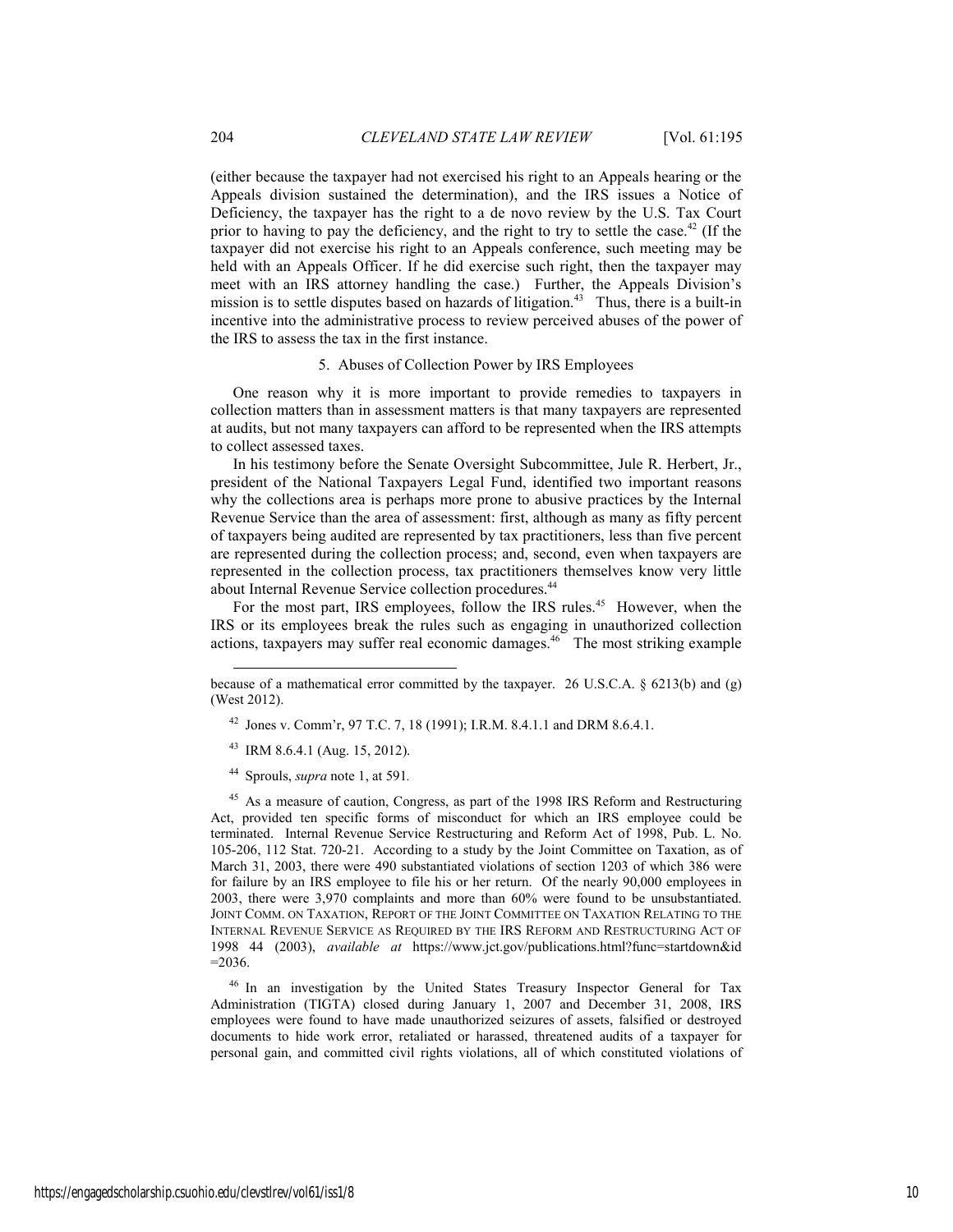(either because the taxpayer had not exercised his right to an Appeals hearing or the Appeals division sustained the determination), and the IRS issues a Notice of Deficiency, the taxpayer has the right to a de novo review by the U.S. Tax Court prior to having to pay the deficiency, and the right to try to settle the case.[42] (If the taxpayer did not exercise his right to an Appeals conference, such meeting may be held with an Appeals Officer. If he did exercise such right, then the taxpayer may meet with an IRS attorney handling the case.) Further, the Appeals Division's mission is to settle disputes based on hazards of litigation.[43] Thus, there is a built-in incentive into the administrative process to review perceived abuses of the power of the IRS to assess the tax in the first instance.

### 5. Abuses of Collection Power by IRS Employees

One reason why it is more important to provide remedies to taxpayers in collection matters than in assessment matters is that many taxpayers are represented at audits, but not many taxpayers can afford to be represented when the IRS attempts to collect assessed taxes.

In his testimony before the Senate Oversight Subcommittee, Jule R. Herbert, Jr., president of the National Taxpayers Legal Fund, identified two important reasons why the collections area is perhaps more prone to abusive practices by the Internal Revenue Service than the area of assessment: first, although as many as fifty percent of taxpayers being audited are represented by tax practitioners, less than five percent are represented during the collection process; and, second, even when taxpayers are represented in the collection process, tax practitioners themselves know very little about Internal Revenue Service collection procedures.[44]

For the most part, IRS employees, follow the IRS rules.[45] However, when the IRS or its employees break the rules such as engaging in unauthorized collection actions, taxpayers may suffer real economic damages.[46] The most striking example

---

because of a mathematical error committed by the taxpayer. 26 U.S.C.A. § 6213(b) and (g) (West 2012).

[42] Jones v. Comm'r, 97 T.C. 7, 18 (1991); I.R.M. 8.4.1.1 and DRM 8.6.4.1.

[43] IRM 8.6.4.1 (Aug. 15, 2012).

[44] Sprouls, *supra* note 1, at 591.

[45] As a measure of caution, Congress, as part of the 1998 IRS Reform and Restructuring Act, provided ten specific forms of misconduct for which an IRS employee could be terminated. Internal Revenue Service Restructuring and Reform Act of 1998, Pub. L. No. 105-206, 112 Stat. 720-21. According to a study by the Joint Committee on Taxation, as of March 31, 2003, there were 490 substantiated violations of section 1203 of which 386 were for failure by an IRS employee to file his or her return. Of the nearly 90,000 employees in 2003, there were 3,970 complaints and more than 60% were found to be unsubstantiated. JOINT COMM. ON TAXATION, REPORT OF THE JOINT COMMITTEE ON TAXATION RELATING TO THE INTERNAL REVENUE SERVICE AS REQUIRED BY THE IRS REFORM AND RESTRUCTURING ACT OF 1998 44 (2003), *available at* https://www.jct.gov/publications.html?func=startdown&id=2036.

[46] In an investigation by the United States Treasury Inspector General for Tax Administration (TIGTA) closed during January 1, 2007 and December 31, 2008, IRS employees were found to have made unauthorized seizures of assets, falsified or destroyed documents to hide work error, retaliated or harassed, threatened audits of a taxpayer for personal gain, and committed civil rights violations, all of which constituted violations of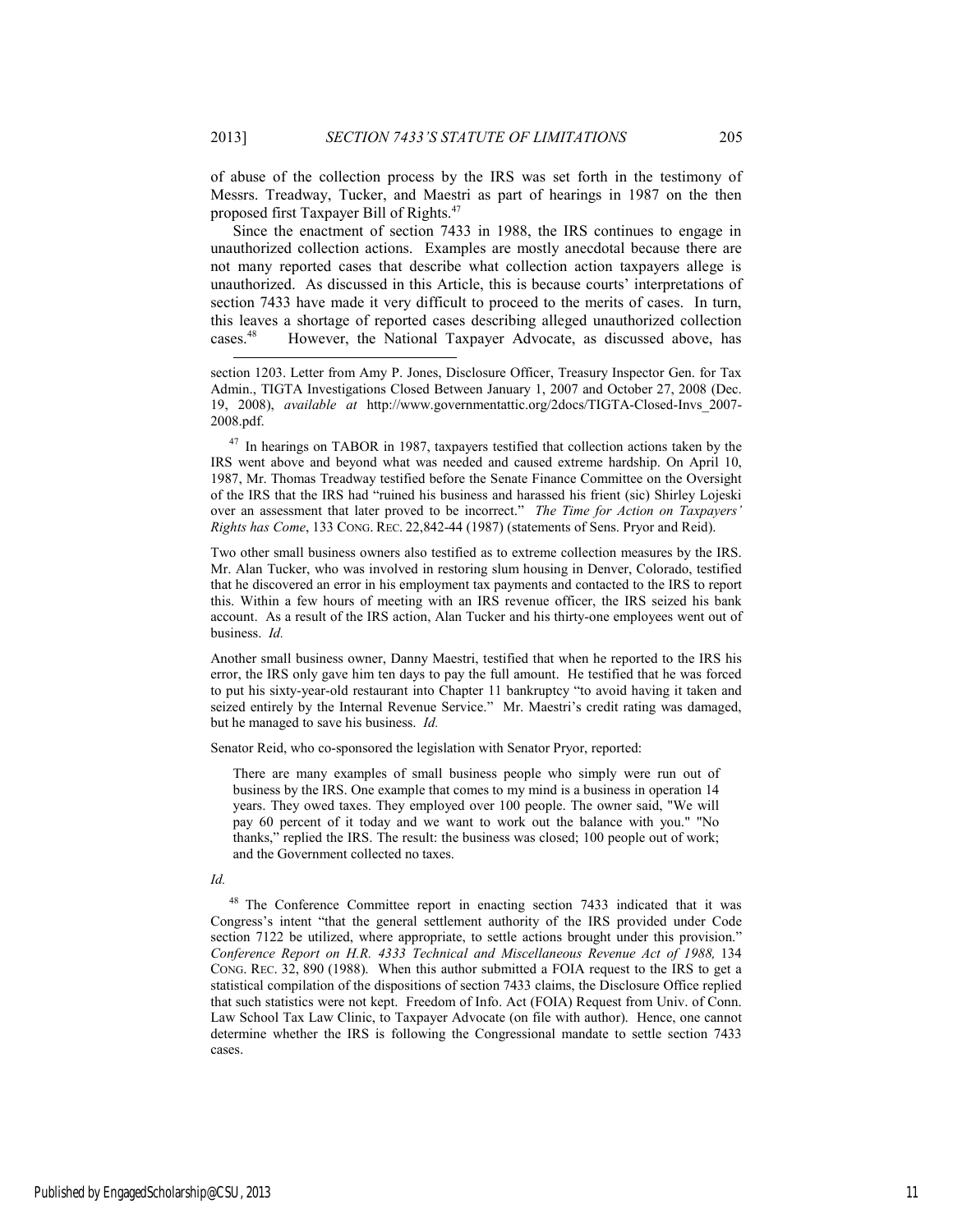of abuse of the collection process by the IRS was set forth in the testimony of Messrs. Treadway, Tucker, and Maestri as part of hearings in 1987 on the then proposed first Taxpayer Bill of Rights.[47]

Since the enactment of section 7433 in 1988, the IRS continues to engage in unauthorized collection actions. Examples are mostly anecdotal because there are not many reported cases that describe what collection action taxpayers allege is unauthorized. As discussed in this Article, this is because courts' interpretations of section 7433 have made it very difficult to proceed to the merits of cases. In turn, this leaves a shortage of reported cases describing alleged unauthorized collection cases.[48] However, the National Taxpayer Advocate, as discussed above, has

---

section 1203. Letter from Amy P. Jones, Disclosure Officer, Treasury Inspector Gen. for Tax Admin., TIGTA Investigations Closed Between January 1, 2007 and October 27, 2008 (Dec. 19, 2008), *available at* http://www.governmentattic.org/2docs/TIGTA-Closed-Invs_2007-2008.pdf.

[47] In hearings on TABOR in 1987, taxpayers testified that collection actions taken by the IRS went above and beyond what was needed and caused extreme hardship. On April 10, 1987, Mr. Thomas Treadway testified before the Senate Finance Committee on the Oversight of the IRS that the IRS had "ruined his business and harassed his frient (sic) Shirley Lojeski over an assessment that later proved to be incorrect." *The Time for Action on Taxpayers' Rights has Come*, 133 CONG. REC. 22,842-44 (1987) (statements of Sens. Pryor and Reid).

Two other small business owners also testified as to extreme collection measures by the IRS. Mr. Alan Tucker, who was involved in restoring slum housing in Denver, Colorado, testified that he discovered an error in his employment tax payments and contacted to the IRS to report this. Within a few hours of meeting with an IRS revenue officer, the IRS seized his bank account. As a result of the IRS action, Alan Tucker and his thirty-one employees went out of business. *Id.*

Another small business owner, Danny Maestri, testified that when he reported to the IRS his error, the IRS only gave him ten days to pay the full amount. He testified that he was forced to put his sixty-year-old restaurant into Chapter 11 bankruptcy "to avoid having it taken and seized entirely by the Internal Revenue Service." Mr. Maestri's credit rating was damaged, but he managed to save his business. *Id.*

Senator Reid, who co-sponsored the legislation with Senator Pryor, reported:

> There are many examples of small business people who simply were run out of business by the IRS. One example that comes to my mind is a business in operation 14 years. They owed taxes. They employed over 100 people. The owner said, "We will pay 60 percent of it today and we want to work out the balance with you." "No thanks," replied the IRS. The result: the business was closed; 100 people out of work; and the Government collected no taxes.

*Id.*

[48] The Conference Committee report in enacting section 7433 indicated that it was Congress's intent "that the general settlement authority of the IRS provided under Code section 7122 be utilized, where appropriate, to settle actions brought under this provision." *Conference Report on H.R. 4333 Technical and Miscellaneous Revenue Act of 1988,* 134 CONG. REC. 32, 890 (1988). When this author submitted a FOIA request to the IRS to get a statistical compilation of the dispositions of section 7433 claims, the Disclosure Office replied that such statistics were not kept. Freedom of Info. Act (FOIA) Request from Univ. of Conn. Law School Tax Law Clinic, to Taxpayer Advocate (on file with author). Hence, one cannot determine whether the IRS is following the Congressional mandate to settle section 7433 cases.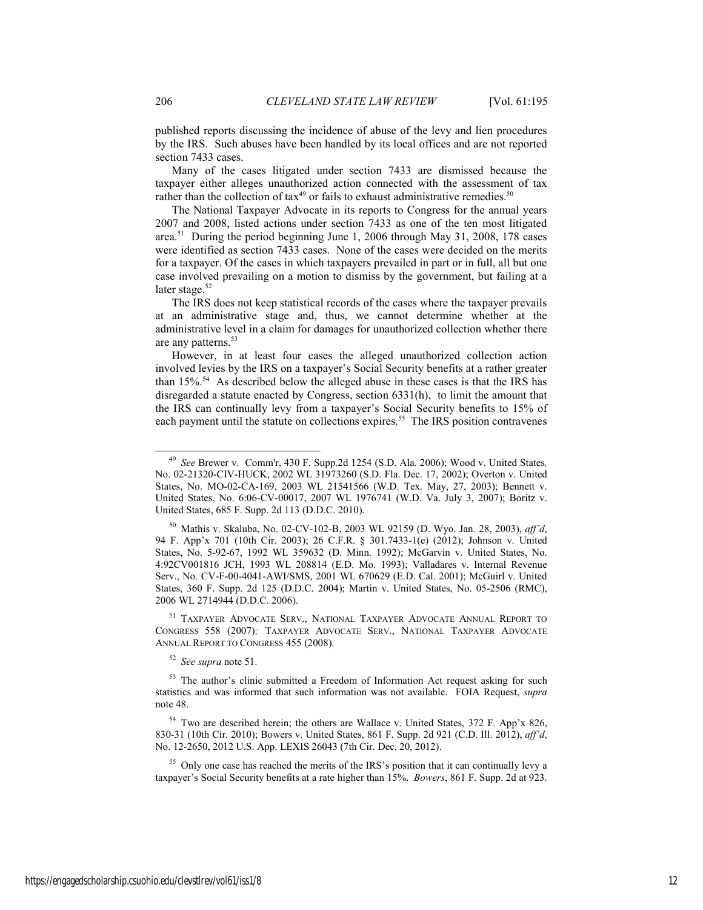published reports discussing the incidence of abuse of the levy and lien procedures by the IRS. Such abuses have been handled by its local offices and are not reported section 7433 cases.

Many of the cases litigated under section 7433 are dismissed because the taxpayer either alleges unauthorized action connected with the assessment of tax rather than the collection of tax[49] or fails to exhaust administrative remedies.[50]

The National Taxpayer Advocate in its reports to Congress for the annual years 2007 and 2008, listed actions under section 7433 as one of the ten most litigated area.[51] During the period beginning June 1, 2006 through May 31, 2008, 178 cases were identified as section 7433 cases. None of the cases were decided on the merits for a taxpayer. Of the cases in which taxpayers prevailed in part or in full, all but one case involved prevailing on a motion to dismiss by the government, but failing at a later stage.[52]

The IRS does not keep statistical records of the cases where the taxpayer prevails at an administrative stage and, thus, we cannot determine whether at the administrative level in a claim for damages for unauthorized collection whether there are any patterns.[53]

However, in at least four cases the alleged unauthorized collection action involved levies by the IRS on a taxpayer's Social Security benefits at a rather greater than 15%.[54] As described below the alleged abuse in these cases is that the IRS has disregarded a statute enacted by Congress, section 6331(h), to limit the amount that the IRS can continually levy from a taxpayer's Social Security benefits to 15% of each payment until the statute on collections expires.[55] The IRS position contravenes

---

[49] *See* Brewer v. Comm'r, 430 F. Supp.2d 1254 (S.D. Ala. 2006); Wood v. United States*,* No. 02-21320-CIV-HUCK, 2002 WL 31973260 (S.D. Fla. Dec. 17, 2002); Overton v. United States, No. MO-02-CA-169, 2003 WL 21541566 (W.D. Tex. May, 27, 2003); Bennett v. United States, No. 6:06-CV-00017, 2007 WL 1976741 (W.D. Va. July 3, 2007); Boritz v. United States, 685 F. Supp. 2d 113 (D.D.C. 2010).

[50] Mathis v. Skaluba, No. 02-CV-102-B, 2003 WL 92159 (D. Wyo. Jan. 28, 2003), *aff'd*, 94 F. App'x 701 (10th Cir. 2003); 26 C.F.R. § 301.7433-1(e) (2012); Johnson v. United States, No. 5-92-67, 1992 WL 359632 (D. Minn. 1992); McGarvin v. United States, No. 4:92CV001816 JCH, 1993 WL 208814 (E.D. Mo. 1993); Valladares v. Internal Revenue Serv., No. CV-F-00-4041-AWI/SMS, 2001 WL 670629 (E.D. Cal. 2001); McGuirl v. United States, 360 F. Supp. 2d 125 (D.D.C. 2004); Martin v. United States, No. 05-2506 (RMC), 2006 WL 2714944 (D.D.C. 2006).

[51] TAXPAYER ADVOCATE SERV., NATIONAL TAXPAYER ADVOCATE ANNUAL REPORT TO CONGRESS 558 (2007)*;* TAXPAYER ADVOCATE SERV., NATIONAL TAXPAYER ADVOCATE ANNUAL REPORT TO CONGRESS 455 (2008).

[52] *See supra* note 51.

[53] The author's clinic submitted a Freedom of Information Act request asking for such statistics and was informed that such information was not available. FOIA Request, *supra* note 48.

[54] Two are described herein; the others are Wallace v. United States, 372 F. App'x 826, 830-31 (10th Cir. 2010); Bowers v. United States, 861 F. Supp. 2d 921 (C.D. Ill. 2012), *aff'd*, No. 12-2650, 2012 U.S. App. LEXIS 26043 (7th Cir. Dec. 20, 2012).

[55] Only one case has reached the merits of the IRS's position that it can continually levy a taxpayer's Social Security benefits at a rate higher than 15%. *Bowers*, 861 F. Supp. 2d at 923.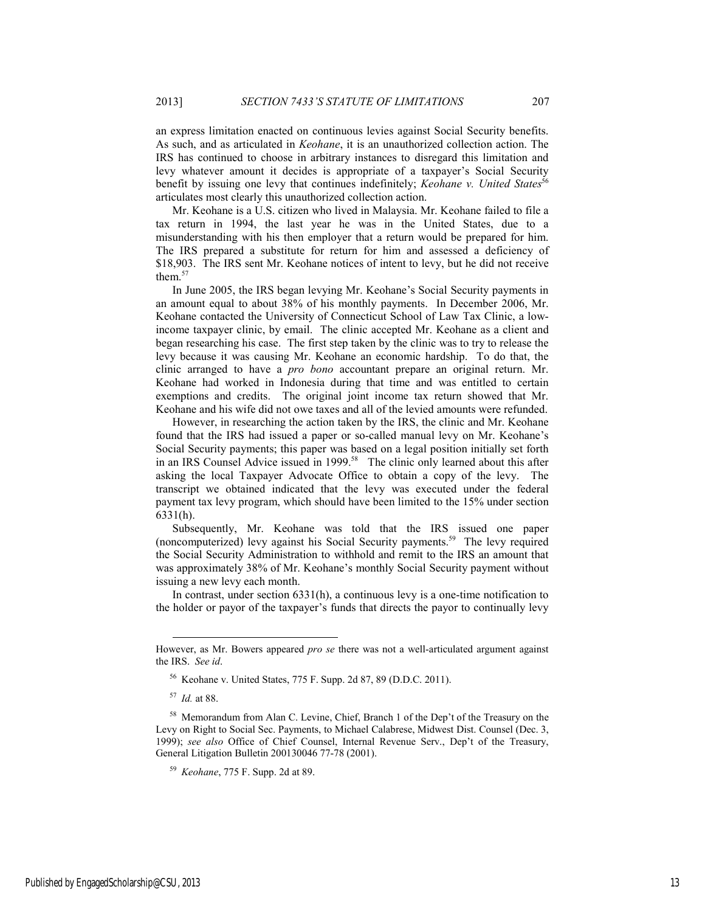an express limitation enacted on continuous levies against Social Security benefits. As such, and as articulated in *Keohane*, it is an unauthorized collection action. The IRS has continued to choose in arbitrary instances to disregard this limitation and levy whatever amount it decides is appropriate of a taxpayer's Social Security benefit by issuing one levy that continues indefinitely; *Keohane v. United States*[56] articulates most clearly this unauthorized collection action.

Mr. Keohane is a U.S. citizen who lived in Malaysia. Mr. Keohane failed to file a tax return in 1994, the last year he was in the United States, due to a misunderstanding with his then employer that a return would be prepared for him. The IRS prepared a substitute for return for him and assessed a deficiency of $18,903. The IRS sent Mr. Keohane notices of intent to levy, but he did not receive them.[57]

In June 2005, the IRS began levying Mr. Keohane's Social Security payments in an amount equal to about 38% of his monthly payments. In December 2006, Mr. Keohane contacted the University of Connecticut School of Law Tax Clinic, a low-income taxpayer clinic, by email. The clinic accepted Mr. Keohane as a client and began researching his case. The first step taken by the clinic was to try to release the levy because it was causing Mr. Keohane an economic hardship. To do that, the clinic arranged to have a *pro bono* accountant prepare an original return. Mr. Keohane had worked in Indonesia during that time and was entitled to certain exemptions and credits. The original joint income tax return showed that Mr. Keohane and his wife did not owe taxes and all of the levied amounts were refunded.

However, in researching the action taken by the IRS, the clinic and Mr. Keohane found that the IRS had issued a paper or so-called manual levy on Mr. Keohane's Social Security payments; this paper was based on a legal position initially set forth in an IRS Counsel Advice issued in 1999.[58] The clinic only learned about this after asking the local Taxpayer Advocate Office to obtain a copy of the levy. The transcript we obtained indicated that the levy was executed under the federal payment tax levy program, which should have been limited to the 15% under section 6331(h).

Subsequently, Mr. Keohane was told that the IRS issued one paper (noncomputerized) levy against his Social Security payments.[59] The levy required the Social Security Administration to withhold and remit to the IRS an amount that was approximately 38% of Mr. Keohane's monthly Social Security payment without issuing a new levy each month.

In contrast, under section 6331(h), a continuous levy is a one-time notification to the holder or payor of the taxpayer's funds that directs the payor to continually levy

---

However, as Mr. Bowers appeared *pro se* there was not a well-articulated argument against the IRS. *See id*.

[56] Keohane v. United States, 775 F. Supp. 2d 87, 89 (D.D.C. 2011).

[57] *Id.* at 88.

[58] Memorandum from Alan C. Levine, Chief, Branch 1 of the Dep't of the Treasury on the Levy on Right to Social Sec. Payments, to Michael Calabrese, Midwest Dist. Counsel (Dec. 3, 1999); *see also* Office of Chief Counsel, Internal Revenue Serv., Dep't of the Treasury, General Litigation Bulletin 200130046 77-78 (2001).

[59] *Keohane*, 775 F. Supp. 2d at 89.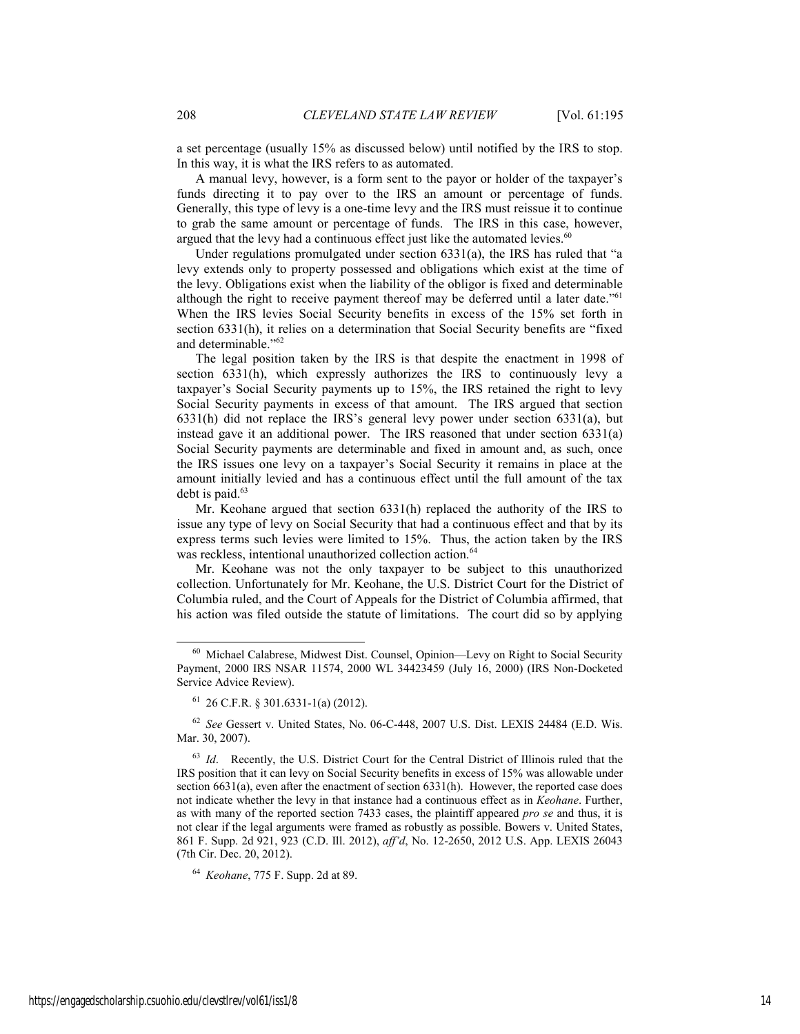a set percentage (usually 15% as discussed below) until notified by the IRS to stop. In this way, it is what the IRS refers to as automated.

A manual levy, however, is a form sent to the payor or holder of the taxpayer's funds directing it to pay over to the IRS an amount or percentage of funds. Generally, this type of levy is a one-time levy and the IRS must reissue it to continue to grab the same amount or percentage of funds. The IRS in this case, however, argued that the levy had a continuous effect just like the automated levies.[60]

Under regulations promulgated under section 6331(a), the IRS has ruled that "a levy extends only to property possessed and obligations which exist at the time of the levy. Obligations exist when the liability of the obligor is fixed and determinable although the right to receive payment thereof may be deferred until a later date."[61] When the IRS levies Social Security benefits in excess of the 15% set forth in section 6331(h), it relies on a determination that Social Security benefits are "fixed and determinable."[62]

The legal position taken by the IRS is that despite the enactment in 1998 of section 6331(h), which expressly authorizes the IRS to continuously levy a taxpayer's Social Security payments up to 15%, the IRS retained the right to levy Social Security payments in excess of that amount. The IRS argued that section 6331(h) did not replace the IRS's general levy power under section 6331(a), but instead gave it an additional power. The IRS reasoned that under section 6331(a) Social Security payments are determinable and fixed in amount and, as such, once the IRS issues one levy on a taxpayer's Social Security it remains in place at the amount initially levied and has a continuous effect until the full amount of the tax debt is paid.[63]

Mr. Keohane argued that section 6331(h) replaced the authority of the IRS to issue any type of levy on Social Security that had a continuous effect and that by its express terms such levies were limited to 15%. Thus, the action taken by the IRS was reckless, intentional unauthorized collection action.[64]

Mr. Keohane was not the only taxpayer to be subject to this unauthorized collection. Unfortunately for Mr. Keohane, the U.S. District Court for the District of Columbia ruled, and the Court of Appeals for the District of Columbia affirmed, that his action was filed outside the statute of limitations. The court did so by applying

---

[60] Michael Calabrese, Midwest Dist. Counsel, Opinion—Levy on Right to Social Security Payment, 2000 IRS NSAR 11574, 2000 WL 34423459 (July 16, 2000) (IRS Non-Docketed Service Advice Review).

[61] 26 C.F.R. § 301.6331-1(a) (2012).

[62] *See* Gessert v. United States, No. 06-C-448, 2007 U.S. Dist. LEXIS 24484 (E.D. Wis. Mar. 30, 2007).

[63] *Id*. Recently, the U.S. District Court for the Central District of Illinois ruled that the IRS position that it can levy on Social Security benefits in excess of 15% was allowable under section 6631(a), even after the enactment of section 6331(h). However, the reported case does not indicate whether the levy in that instance had a continuous effect as in *Keohane*. Further, as with many of the reported section 7433 cases, the plaintiff appeared *pro se* and thus, it is not clear if the legal arguments were framed as robustly as possible. Bowers v. United States, 861 F. Supp. 2d 921, 923 (C.D. Ill. 2012), *aff'd*, No. 12-2650, 2012 U.S. App. LEXIS 26043 (7th Cir. Dec. 20, 2012).

[64] *Keohane*, 775 F. Supp. 2d at 89.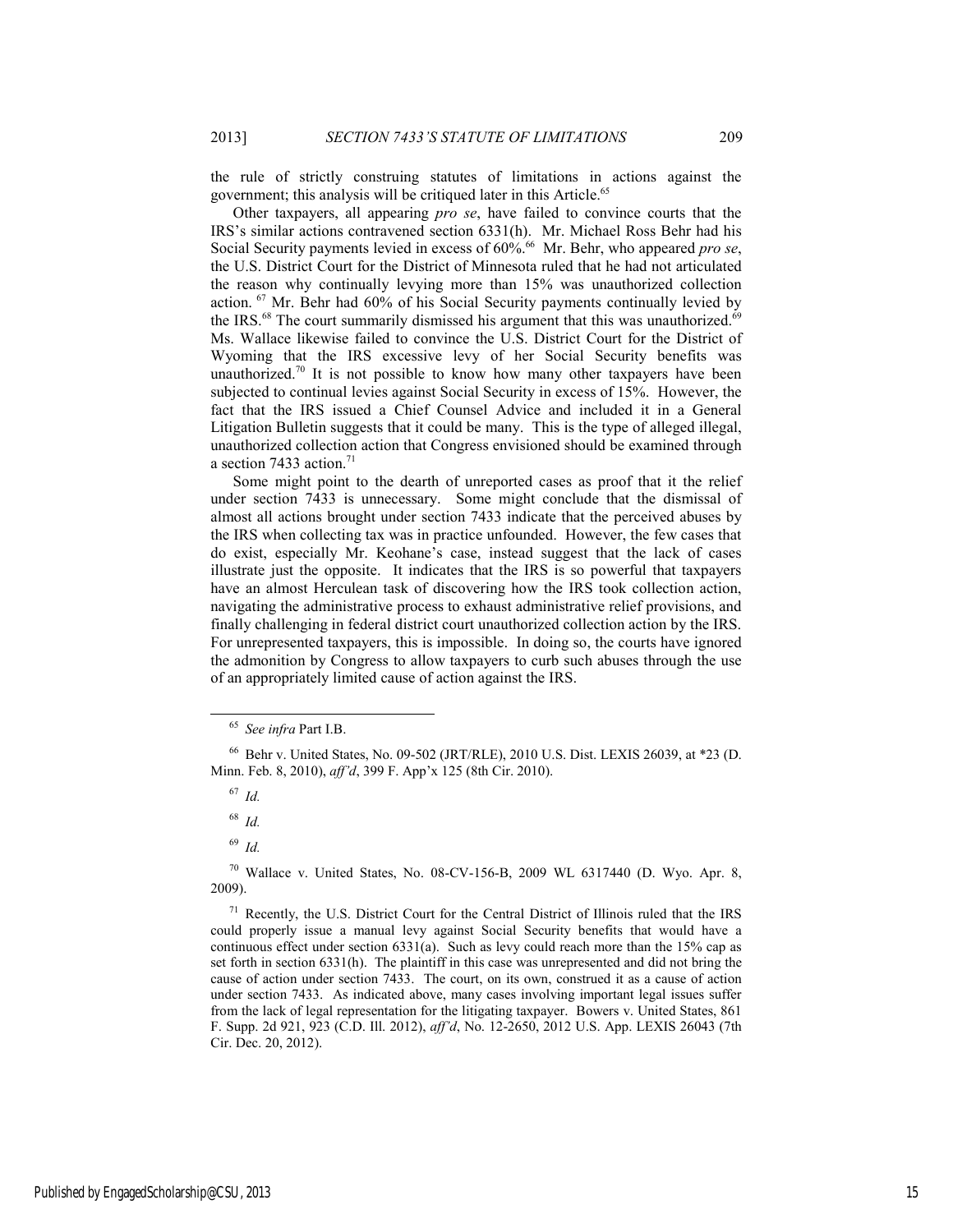the rule of strictly construing statutes of limitations in actions against the government; this analysis will be critiqued later in this Article.[65]

Other taxpayers, all appearing *pro se*, have failed to convince courts that the IRS's similar actions contravened section 6331(h). Mr. Michael Ross Behr had his Social Security payments levied in excess of 60%.[66] Mr. Behr, who appeared *pro se*, the U.S. District Court for the District of Minnesota ruled that he had not articulated the reason why continually levying more than 15% was unauthorized collection action.[67] Mr. Behr had 60% of his Social Security payments continually levied by the IRS.[68] The court summarily dismissed his argument that this was unauthorized.[69] Ms. Wallace likewise failed to convince the U.S. District Court for the District of Wyoming that the IRS excessive levy of her Social Security benefits was unauthorized.[70] It is not possible to know how many other taxpayers have been subjected to continual levies against Social Security in excess of 15%. However, the fact that the IRS issued a Chief Counsel Advice and included it in a General Litigation Bulletin suggests that it could be many. This is the type of alleged illegal, unauthorized collection action that Congress envisioned should be examined through a section 7433 action.[71]

Some might point to the dearth of unreported cases as proof that it the relief under section 7433 is unnecessary. Some might conclude that the dismissal of almost all actions brought under section 7433 indicate that the perceived abuses by the IRS when collecting tax was in practice unfounded. However, the few cases that do exist, especially Mr. Keohane's case, instead suggest that the lack of cases illustrate just the opposite. It indicates that the IRS is so powerful that taxpayers have an almost Herculean task of discovering how the IRS took collection action, navigating the administrative process to exhaust administrative relief provisions, and finally challenging in federal district court unauthorized collection action by the IRS. For unrepresented taxpayers, this is impossible. In doing so, the courts have ignored the admonition by Congress to allow taxpayers to curb such abuses through the use of an appropriately limited cause of action against the IRS.

---

[65] *See infra* Part I.B.

[66] Behr v. United States, No. 09-502 (JRT/RLE), 2010 U.S. Dist. LEXIS 26039, at *23 (D. Minn. Feb. 8, 2010), *aff'd*, 399 F. App'x 125 (8th Cir. 2010).

[67] *Id.*

[68] *Id.*

[69] *Id.*

[70] Wallace v. United States, No. 08-CV-156-B, 2009 WL 6317440 (D. Wyo. Apr. 8, 2009).

[71] Recently, the U.S. District Court for the Central District of Illinois ruled that the IRS could properly issue a manual levy against Social Security benefits that would have a continuous effect under section 6331(a). Such as levy could reach more than the 15% cap as set forth in section 6331(h). The plaintiff in this case was unrepresented and did not bring the cause of action under section 7433. The court, on its own, construed it as a cause of action under section 7433. As indicated above, many cases involving important legal issues suffer from the lack of legal representation for the litigating taxpayer. Bowers v. United States, 861 F. Supp. 2d 921, 923 (C.D. Ill. 2012), *aff'd*, No. 12-2650, 2012 U.S. App. LEXIS 26043 (7th Cir. Dec. 20, 2012).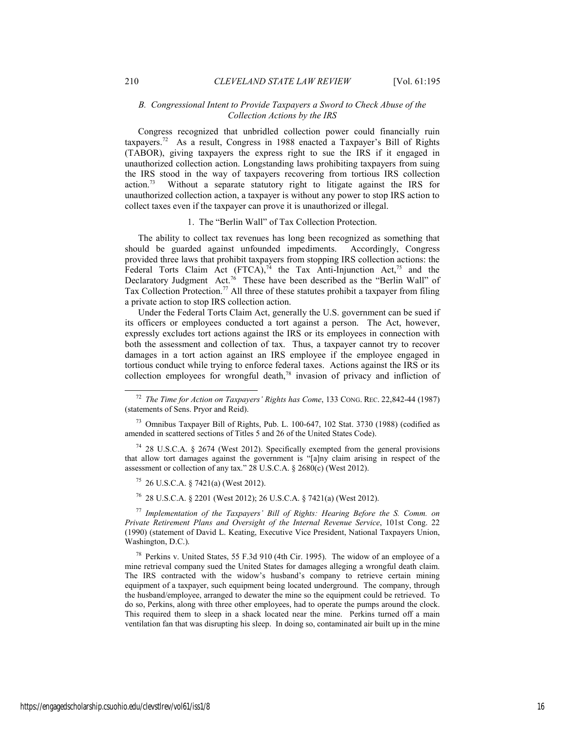### *B. Congressional Intent to Provide Taxpayers a Sword to Check Abuse of the Collection Actions by the IRS*

Congress recognized that unbridled collection power could financially ruin taxpayers.[72] As a result, Congress in 1988 enacted a Taxpayer's Bill of Rights (TABOR), giving taxpayers the express right to sue the IRS if it engaged in unauthorized collection action. Longstanding laws prohibiting taxpayers from suing the IRS stood in the way of taxpayers recovering from tortious IRS collection action.[73] Without a separate statutory right to litigate against the IRS for unauthorized collection action, a taxpayer is without any power to stop IRS action to collect taxes even if the taxpayer can prove it is unauthorized or illegal.

#### 1. The "Berlin Wall" of Tax Collection Protection.

The ability to collect tax revenues has long been recognized as something that should be guarded against unfounded impediments. Accordingly, Congress provided three laws that prohibit taxpayers from stopping IRS collection actions: the Federal Torts Claim Act (FTCA),[74] the Tax Anti-Injunction Act,[75] and the Declaratory Judgment Act.[76] These have been described as the "Berlin Wall" of Tax Collection Protection.[77] All three of these statutes prohibit a taxpayer from filing a private action to stop IRS collection action.

Under the Federal Torts Claim Act, generally the U.S. government can be sued if its officers or employees conducted a tort against a person. The Act, however, expressly excludes tort actions against the IRS or its employees in connection with both the assessment and collection of tax. Thus, a taxpayer cannot try to recover damages in a tort action against an IRS employee if the employee engaged in tortious conduct while trying to enforce federal taxes. Actions against the IRS or its collection employees for wrongful death,[78] invasion of privacy and infliction of

---

[72] *The Time for Action on Taxpayers' Rights has Come*, 133 CONG. REC. 22,842-44 (1987) (statements of Sens. Pryor and Reid).

[73] Omnibus Taxpayer Bill of Rights, Pub. L. 100-647, 102 Stat. 3730 (1988) (codified as amended in scattered sections of Titles 5 and 26 of the United States Code).

[74] 28 U.S.C.A. § 2674 (West 2012). Specifically exempted from the general provisions that allow tort damages against the government is "[a]ny claim arising in respect of the assessment or collection of any tax." 28 U.S.C.A. § 2680(c) (West 2012).

[75] 26 U.S.C.A. § 7421(a) (West 2012).

[76] 28 U.S.C.A. § 2201 (West 2012); 26 U.S.C.A. § 7421(a) (West 2012).

[77] *Implementation of the Taxpayers' Bill of Rights: Hearing Before the S. Comm. on Private Retirement Plans and Oversight of the Internal Revenue Service*, 101st Cong. 22 (1990) (statement of David L. Keating, Executive Vice President, National Taxpayers Union, Washington, D.C.).

[78] Perkins v. United States, 55 F.3d 910 (4th Cir. 1995). The widow of an employee of a mine retrieval company sued the United States for damages alleging a wrongful death claim. The IRS contracted with the widow's husband's company to retrieve certain mining equipment of a taxpayer, such equipment being located underground. The company, through the husband/employee, arranged to dewater the mine so the equipment could be retrieved. To do so, Perkins, along with three other employees, had to operate the pumps around the clock. This required them to sleep in a shack located near the mine. Perkins turned off a main ventilation fan that was disrupting his sleep. In doing so, contaminated air built up in the mine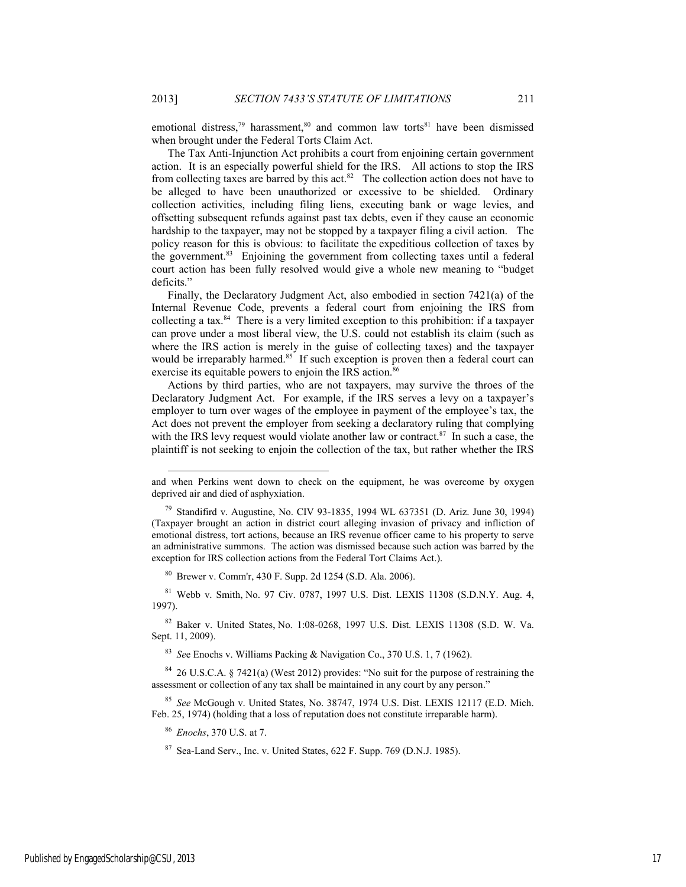emotional distress,[79] harassment,[80] and common law torts[81] have been dismissed when brought under the Federal Torts Claim Act.

The Tax Anti-Injunction Act prohibits a court from enjoining certain government action. It is an especially powerful shield for the IRS. All actions to stop the IRS from collecting taxes are barred by this act.[82] The collection action does not have to be alleged to have been unauthorized or excessive to be shielded. Ordinary collection activities, including filing liens, executing bank or wage levies, and offsetting subsequent refunds against past tax debts, even if they cause an economic hardship to the taxpayer, may not be stopped by a taxpayer filing a civil action. The policy reason for this is obvious: to facilitate the expeditious collection of taxes by the government.[83] Enjoining the government from collecting taxes until a federal court action has been fully resolved would give a whole new meaning to "budget deficits."

Finally, the Declaratory Judgment Act, also embodied in section 7421(a) of the Internal Revenue Code, prevents a federal court from enjoining the IRS from collecting a tax.[84] There is a very limited exception to this prohibition: if a taxpayer can prove under a most liberal view, the U.S. could not establish its claim (such as where the IRS action is merely in the guise of collecting taxes) and the taxpayer would be irreparably harmed.[85] If such exception is proven then a federal court can exercise its equitable powers to enjoin the IRS action.[86]

Actions by third parties, who are not taxpayers, may survive the throes of the Declaratory Judgment Act. For example, if the IRS serves a levy on a taxpayer's employer to turn over wages of the employee in payment of the employee's tax, the Act does not prevent the employer from seeking a declaratory ruling that complying with the IRS levy request would violate another law or contract.[87] In such a case, the plaintiff is not seeking to enjoin the collection of the tax, but rather whether the IRS

---

and when Perkins went down to check on the equipment, he was overcome by oxygen deprived air and died of asphyxiation.

[79] Standifird v. Augustine, No. CIV 93-1835, 1994 WL 637351 (D. Ariz. June 30, 1994) (Taxpayer brought an action in district court alleging invasion of privacy and infliction of emotional distress, tort actions, because an IRS revenue officer came to his property to serve an administrative summons. The action was dismissed because such action was barred by the exception for IRS collection actions from the Federal Tort Claims Act.).

[80] Brewer v. Comm'r, 430 F. Supp. 2d 1254 (S.D. Ala. 2006).

[81] Webb v. Smith, No. 97 Civ. 0787, 1997 U.S. Dist. LEXIS 11308 (S.D.N.Y. Aug. 4, 1997).

[82] Baker v. United States, No. 1:08-0268, 1997 U.S. Dist. LEXIS 11308 (S.D. W. Va. Sept. 11, 2009).

[83] *See* Enochs v. Williams Packing & Navigation Co., 370 U.S. 1, 7 (1962).

[84] 26 U.S.C.A. § 7421(a) (West 2012) provides: "No suit for the purpose of restraining the assessment or collection of any tax shall be maintained in any court by any person."

[85] *See* McGough v. United States, No. 38747, 1974 U.S. Dist. LEXIS 12117 (E.D. Mich. Feb. 25, 1974) (holding that a loss of reputation does not constitute irreparable harm).

[86] *Enochs*, 370 U.S. at 7.

[87] Sea-Land Serv., Inc. v. United States, 622 F. Supp. 769 (D.N.J. 1985).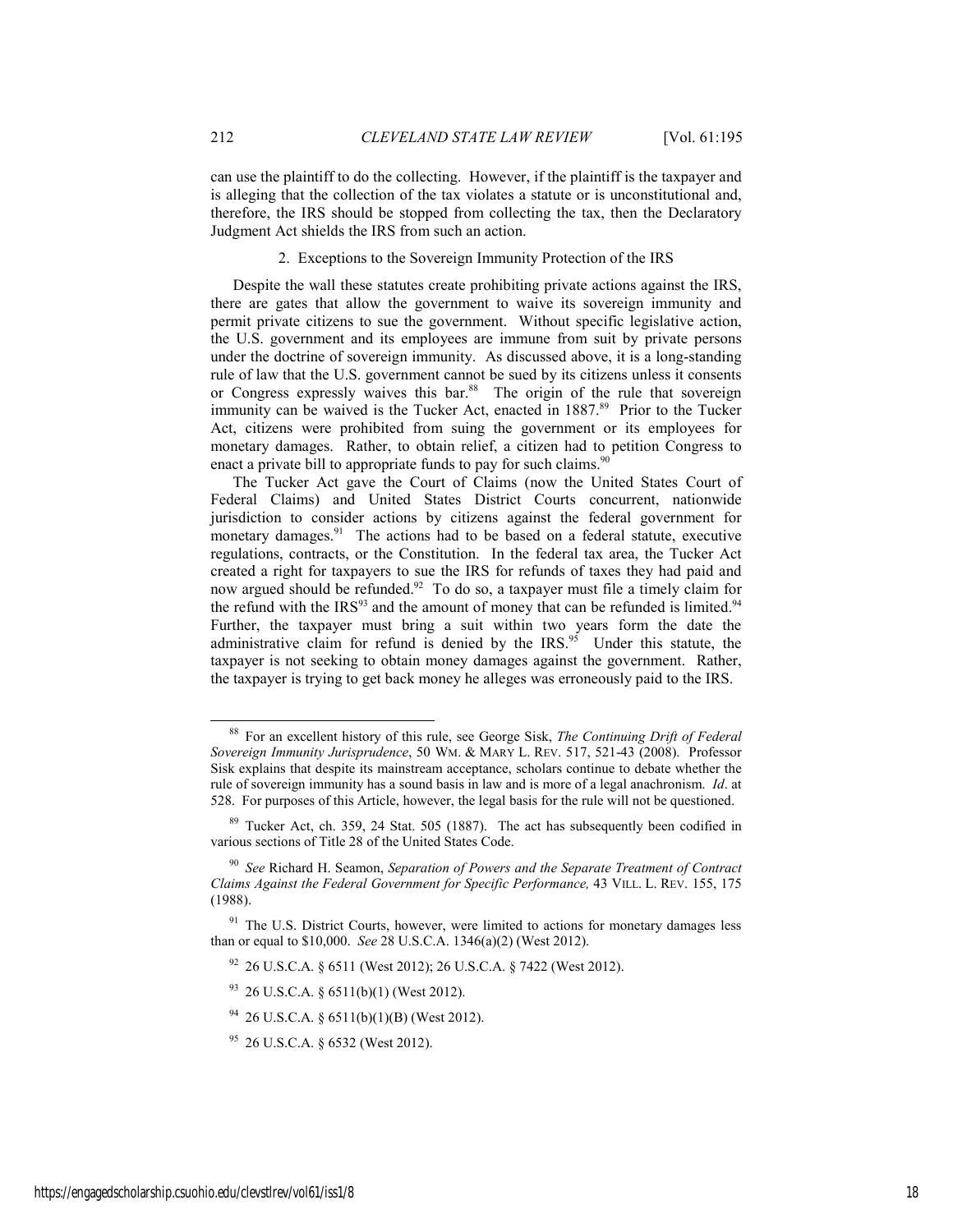can use the plaintiff to do the collecting. However, if the plaintiff is the taxpayer and is alleging that the collection of the tax violates a statute or is unconstitutional and, therefore, the IRS should be stopped from collecting the tax, then the Declaratory Judgment Act shields the IRS from such an action.

### 2. Exceptions to the Sovereign Immunity Protection of the IRS

Despite the wall these statutes create prohibiting private actions against the IRS, there are gates that allow the government to waive its sovereign immunity and permit private citizens to sue the government. Without specific legislative action, the U.S. government and its employees are immune from suit by private persons under the doctrine of sovereign immunity. As discussed above, it is a long-standing rule of law that the U.S. government cannot be sued by its citizens unless it consents or Congress expressly waives this bar.[88] The origin of the rule that sovereign immunity can be waived is the Tucker Act, enacted in 1887.[89] Prior to the Tucker Act, citizens were prohibited from suing the government or its employees for monetary damages. Rather, to obtain relief, a citizen had to petition Congress to enact a private bill to appropriate funds to pay for such claims.[90]

The Tucker Act gave the Court of Claims (now the United States Court of Federal Claims) and United States District Courts concurrent, nationwide jurisdiction to consider actions by citizens against the federal government for monetary damages.[91] The actions had to be based on a federal statute, executive regulations, contracts, or the Constitution. In the federal tax area, the Tucker Act created a right for taxpayers to sue the IRS for refunds of taxes they had paid and now argued should be refunded.[92] To do so, a taxpayer must file a timely claim for the refund with the IRS[93] and the amount of money that can be refunded is limited.[94] Further, the taxpayer must bring a suit within two years form the date the administrative claim for refund is denied by the IRS.[95] Under this statute, the taxpayer is not seeking to obtain money damages against the government. Rather, the taxpayer is trying to get back money he alleges was erroneously paid to the IRS.

---

[88] For an excellent history of this rule, see George Sisk, *The Continuing Drift of Federal Sovereign Immunity Jurisprudence*, 50 WM. & MARY L. REV. 517, 521-43 (2008). Professor Sisk explains that despite its mainstream acceptance, scholars continue to debate whether the rule of sovereign immunity has a sound basis in law and is more of a legal anachronism. *Id*. at 528. For purposes of this Article, however, the legal basis for the rule will not be questioned.

[89] Tucker Act, ch. 359, 24 Stat. 505 (1887). The act has subsequently been codified in various sections of Title 28 of the United States Code.

[90] *See* Richard H. Seamon, *Separation of Powers and the Separate Treatment of Contract Claims Against the Federal Government for Specific Performance,* 43 VILL. L. REV. 155, 175 (1988).

[91] The U.S. District Courts, however, were limited to actions for monetary damages less than or equal to $10,000. *See* 28 U.S.C.A. 1346(a)(2) (West 2012).

[92] 26 U.S.C.A. § 6511 (West 2012); 26 U.S.C.A. § 7422 (West 2012).

[93] 26 U.S.C.A. § 6511(b)(1) (West 2012).

[94] 26 U.S.C.A. § 6511(b)(1)(B) (West 2012).

[95] 26 U.S.C.A. § 6532 (West 2012).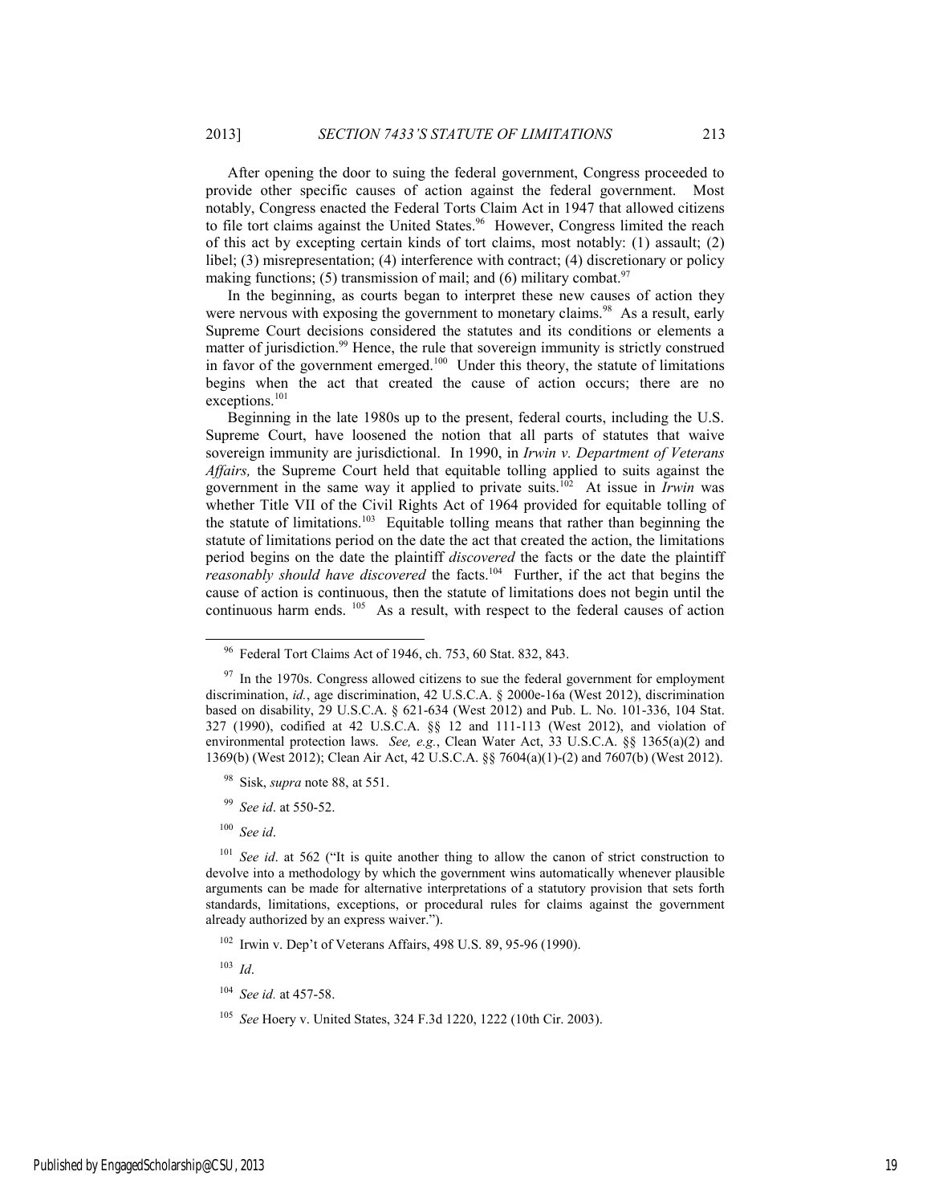After opening the door to suing the federal government, Congress proceeded to provide other specific causes of action against the federal government. Most notably, Congress enacted the Federal Torts Claim Act in 1947 that allowed citizens to file tort claims against the United States.[96] However, Congress limited the reach of this act by excepting certain kinds of tort claims, most notably: (1) assault; (2) libel; (3) misrepresentation; (4) interference with contract; (4) discretionary or policy making functions; (5) transmission of mail; and (6) military combat.[97]

In the beginning, as courts began to interpret these new causes of action they were nervous with exposing the government to monetary claims.[98] As a result, early Supreme Court decisions considered the statutes and its conditions or elements a matter of jurisdiction.[99] Hence, the rule that sovereign immunity is strictly construed in favor of the government emerged.[100] Under this theory, the statute of limitations begins when the act that created the cause of action occurs; there are no exceptions.[101]

Beginning in the late 1980s up to the present, federal courts, including the U.S. Supreme Court, have loosened the notion that all parts of statutes that waive sovereign immunity are jurisdictional. In 1990, in *Irwin v. Department of Veterans Affairs,* the Supreme Court held that equitable tolling applied to suits against the government in the same way it applied to private suits.[102] At issue in *Irwin* was whether Title VII of the Civil Rights Act of 1964 provided for equitable tolling of the statute of limitations.[103] Equitable tolling means that rather than beginning the statute of limitations period on the date the act that created the action, the limitations period begins on the date the plaintiff *discovered* the facts or the date the plaintiff *reasonably should have discovered* the facts.[104] Further, if the act that begins the cause of action is continuous, then the statute of limitations does not begin until the continuous harm ends.[105] As a result, with respect to the federal causes of action

---

[96] Federal Tort Claims Act of 1946, ch. 753, 60 Stat. 832, 843.

[97] In the 1970s. Congress allowed citizens to sue the federal government for employment discrimination, *id.*, age discrimination, 42 U.S.C.A. § 2000e-16a (West 2012), discrimination based on disability, 29 U.S.C.A. § 621-634 (West 2012) and Pub. L. No. 101-336, 104 Stat. 327 (1990), codified at 42 U.S.C.A. §§ 12 and 111-113 (West 2012), and violation of environmental protection laws. *See, e.g.*, Clean Water Act, 33 U.S.C.A. §§ 1365(a)(2) and 1369(b) (West 2012); Clean Air Act, 42 U.S.C.A. §§ 7604(a)(1)-(2) and 7607(b) (West 2012).

[98] Sisk, *supra* note 88, at 551.

[99] *See id*. at 550-52.

[100] *See id*.

[101] *See id*. at 562 ("It is quite another thing to allow the canon of strict construction to devolve into a methodology by which the government wins automatically whenever plausible arguments can be made for alternative interpretations of a statutory provision that sets forth standards, limitations, exceptions, or procedural rules for claims against the government already authorized by an express waiver.").

[102] Irwin v. Dep't of Veterans Affairs, 498 U.S. 89, 95-96 (1990).

[103] *Id*.

[104] *See id.* at 457-58.

[105] *See* Hoery v. United States, 324 F.3d 1220, 1222 (10th Cir. 2003).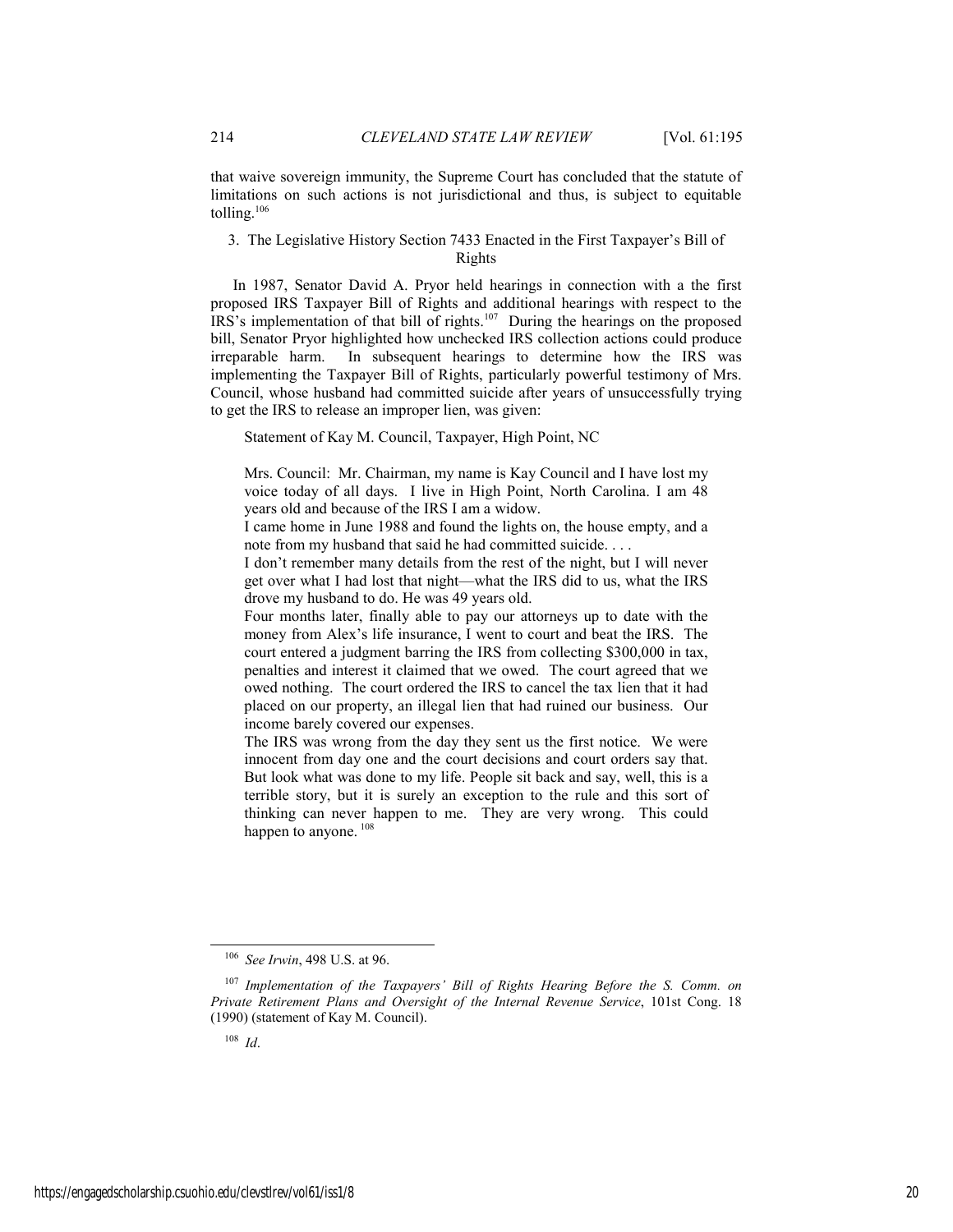that waive sovereign immunity, the Supreme Court has concluded that the statute of limitations on such actions is not jurisdictional and thus, is subject to equitable tolling.[106]

### 3. The Legislative History Section 7433 Enacted in the First Taxpayer's Bill of Rights

In 1987, Senator David A. Pryor held hearings in connection with a the first proposed IRS Taxpayer Bill of Rights and additional hearings with respect to the IRS's implementation of that bill of rights.[107] During the hearings on the proposed bill, Senator Pryor highlighted how unchecked IRS collection actions could produce irreparable harm. In subsequent hearings to determine how the IRS was implementing the Taxpayer Bill of Rights, particularly powerful testimony of Mrs. Council, whose husband had committed suicide after years of unsuccessfully trying to get the IRS to release an improper lien, was given:

> Statement of Kay M. Council, Taxpayer, High Point, NC
>
> Mrs. Council: Mr. Chairman, my name is Kay Council and I have lost my voice today of all days. I live in High Point, North Carolina. I am 48 years old and because of the IRS I am a widow.
>
> I came home in June 1988 and found the lights on, the house empty, and a note from my husband that said he had committed suicide. . . .
>
> I don't remember many details from the rest of the night, but I will never get over what I had lost that night—what the IRS did to us, what the IRS drove my husband to do. He was 49 years old.
>
> Four months later, finally able to pay our attorneys up to date with the money from Alex's life insurance, I went to court and beat the IRS. The court entered a judgment barring the IRS from collecting \$300,000 in tax, penalties and interest it claimed that we owed. The court agreed that we owed nothing. The court ordered the IRS to cancel the tax lien that it had placed on our property, an illegal lien that had ruined our business. Our income barely covered our expenses.
>
> The IRS was wrong from the day they sent us the first notice. We were innocent from day one and the court decisions and court orders say that. But look what was done to my life. People sit back and say, well, this is a terrible story, but it is surely an exception to the rule and this sort of thinking can never happen to me. They are very wrong. This could happen to anyone.[108]

---

[106] *See Irwin*, 498 U.S. at 96.

[107] *Implementation of the Taxpayers' Bill of Rights Hearing Before the S. Comm. on Private Retirement Plans and Oversight of the Internal Revenue Service*, 101st Cong. 18 (1990) (statement of Kay M. Council).

[108] *Id*.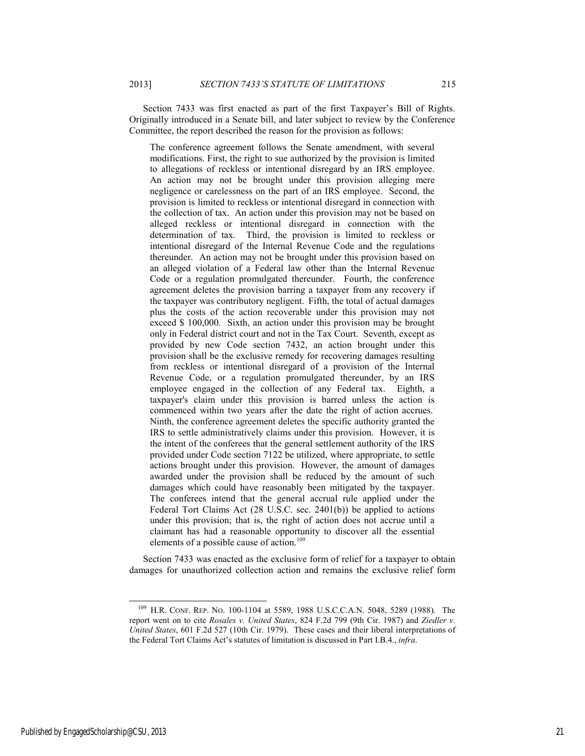Section 7433 was first enacted as part of the first Taxpayer's Bill of Rights. Originally introduced in a Senate bill, and later subject to review by the Conference Committee, the report described the reason for the provision as follows:

> The conference agreement follows the Senate amendment, with several modifications. First, the right to sue authorized by the provision is limited to allegations of reckless or intentional disregard by an IRS employee. An action may not be brought under this provision alleging mere negligence or carelessness on the part of an IRS employee. Second, the provision is limited to reckless or intentional disregard in connection with the collection of tax. An action under this provision may not be based on alleged reckless or intentional disregard in connection with the determination of tax. Third, the provision is limited to reckless or intentional disregard of the Internal Revenue Code and the regulations thereunder. An action may not be brought under this provision based on an alleged violation of a Federal law other than the Internal Revenue Code or a regulation promulgated thereunder. Fourth, the conference agreement deletes the provision barring a taxpayer from any recovery if the taxpayer was contributory negligent. Fifth, the total of actual damages plus the costs of the action recoverable under this provision may not exceed $ 100,000. Sixth, an action under this provision may be brought only in Federal district court and not in the Tax Court. Seventh, except as provided by new Code section 7432, an action brought under this provision shall be the exclusive remedy for recovering damages resulting from reckless or intentional disregard of a provision of the Internal Revenue Code, or a regulation promulgated thereunder, by an IRS employee engaged in the collection of any Federal tax. Eighth, a taxpayer's claim under this provision is barred unless the action is commenced within two years after the date the right of action accrues. Ninth, the conference agreement deletes the specific authority granted the IRS to settle administratively claims under this provision. However, it is the intent of the conferees that the general settlement authority of the IRS provided under Code section 7122 be utilized, where appropriate, to settle actions brought under this provision. However, the amount of damages awarded under the provision shall be reduced by the amount of such damages which could have reasonably been mitigated by the taxpayer. The conferees intend that the general accrual rule applied under the Federal Tort Claims Act (28 U.S.C. sec. 2401(b)) be applied to actions under this provision; that is, the right of action does not accrue until a claimant has had a reasonable opportunity to discover all the essential elements of a possible cause of action.[109]

Section 7433 was enacted as the exclusive form of relief for a taxpayer to obtain damages for unauthorized collection action and remains the exclusive relief form

---

[109] H.R. CONF. REP. NO. 100-1104 at 5589, 1988 U.S.C.C.A.N. 5048, 5289 (1988). The report went on to cite *Rosales v. United States*, 824 F.2d 799 (9th Cir. 1987) and *Ziedler v. United States*, 601 F.2d 527 (10th Cir. 1979). These cases and their liberal interpretations of the Federal Tort Claims Act's statutes of limitation is discussed in Part I.B.4., *infra*.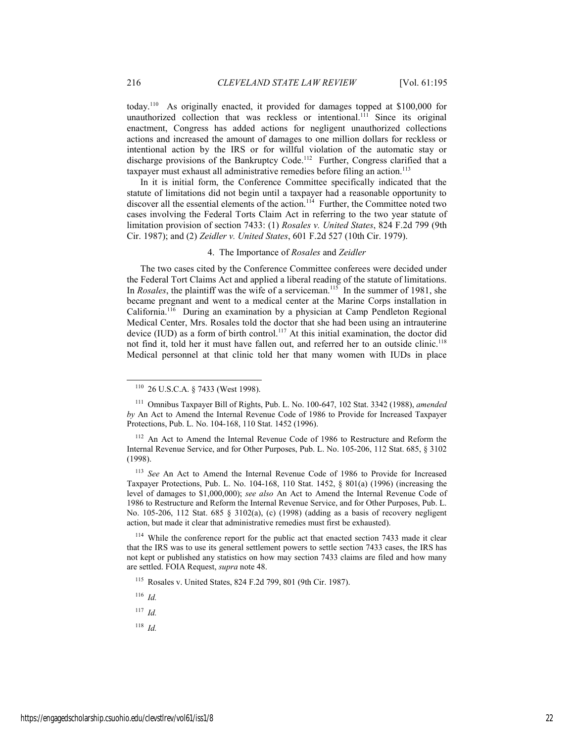today.[110] As originally enacted, it provided for damages topped at $100,000 for unauthorized collection that was reckless or intentional.[111] Since its original enactment, Congress has added actions for negligent unauthorized collections actions and increased the amount of damages to one million dollars for reckless or intentional action by the IRS or for willful violation of the automatic stay or discharge provisions of the Bankruptcy Code.[112] Further, Congress clarified that a taxpayer must exhaust all administrative remedies before filing an action.[113]

In it is initial form, the Conference Committee specifically indicated that the statute of limitations did not begin until a taxpayer had a reasonable opportunity to discover all the essential elements of the action.[114] Further, the Committee noted two cases involving the Federal Torts Claim Act in referring to the two year statute of limitation provision of section 7433: (1) *Rosales v. United States*, 824 F.2d 799 (9th Cir. 1987); and (2) *Zeidler v. United States*, 601 F.2d 527 (10th Cir. 1979).

### 4. The Importance of *Rosales* and *Zeidler*

The two cases cited by the Conference Committee conferees were decided under the Federal Tort Claims Act and applied a liberal reading of the statute of limitations. In *Rosales*, the plaintiff was the wife of a serviceman.[115] In the summer of 1981, she became pregnant and went to a medical center at the Marine Corps installation in California.[116] During an examination by a physician at Camp Pendleton Regional Medical Center, Mrs. Rosales told the doctor that she had been using an intrauterine device (IUD) as a form of birth control.[117] At this initial examination, the doctor did not find it, told her it must have fallen out, and referred her to an outside clinic.[118] Medical personnel at that clinic told her that many women with IUDs in place

---

[110] 26 U.S.C.A. § 7433 (West 1998).

[111] Omnibus Taxpayer Bill of Rights, Pub. L. No. 100-647, 102 Stat. 3342 (1988), *amended by* An Act to Amend the Internal Revenue Code of 1986 to Provide for Increased Taxpayer Protections, Pub. L. No. 104-168, 110 Stat. 1452 (1996).

[112] An Act to Amend the Internal Revenue Code of 1986 to Restructure and Reform the Internal Revenue Service, and for Other Purposes, Pub. L. No. 105-206, 112 Stat. 685, § 3102 (1998).

[113] *See* An Act to Amend the Internal Revenue Code of 1986 to Provide for Increased Taxpayer Protections, Pub. L. No. 104-168, 110 Stat. 1452, § 801(a) (1996) (increasing the level of damages to $1,000,000); *see also* An Act to Amend the Internal Revenue Code of 1986 to Restructure and Reform the Internal Revenue Service, and for Other Purposes, Pub. L. No. 105-206, 112 Stat. 685 § 3102(a), (c) (1998) (adding as a basis of recovery negligent action, but made it clear that administrative remedies must first be exhausted).

[114] While the conference report for the public act that enacted section 7433 made it clear that the IRS was to use its general settlement powers to settle section 7433 cases, the IRS has not kept or published any statistics on how may section 7433 claims are filed and how many are settled. FOIA Request, *supra* note 48.

[115] Rosales v. United States, 824 F.2d 799, 801 (9th Cir. 1987).

[116] *Id.*

[117] *Id.*

[118] *Id.*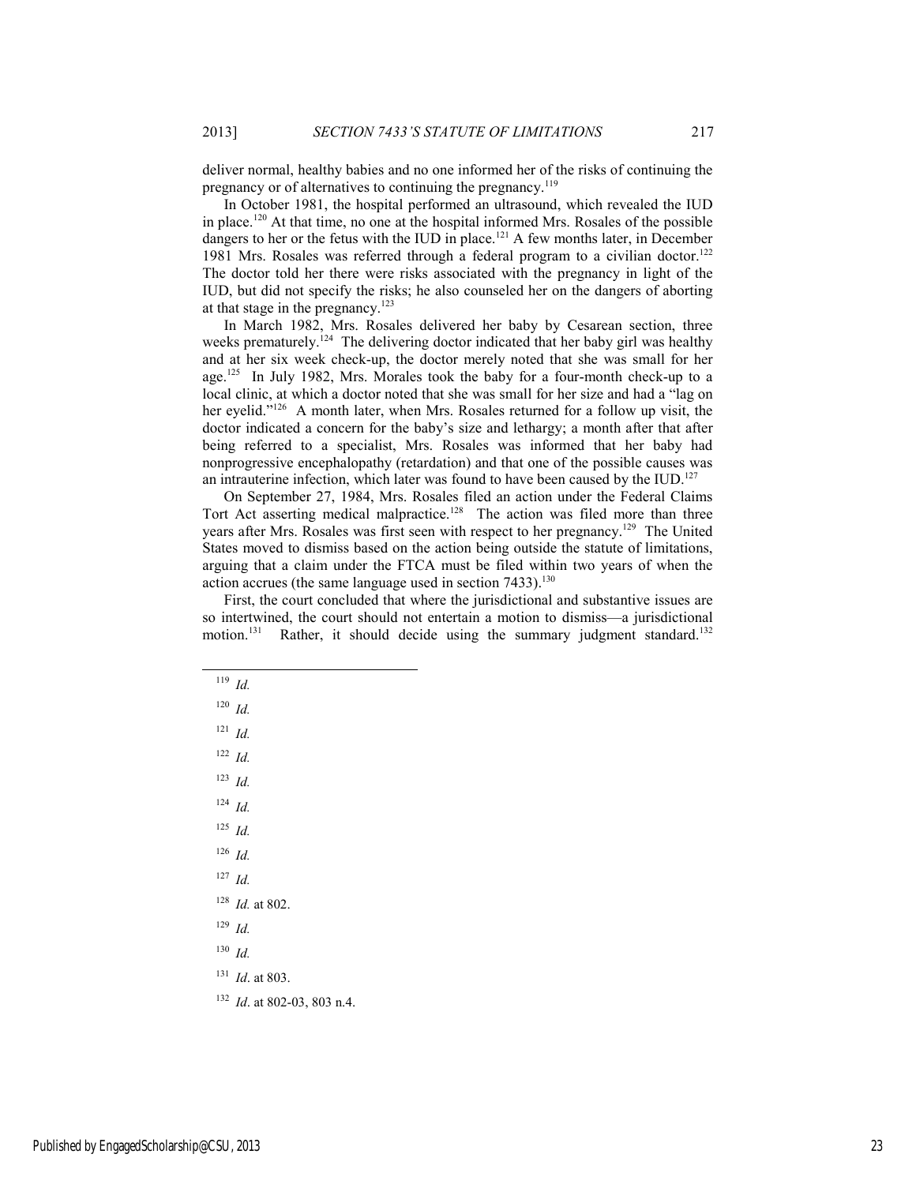deliver normal, healthy babies and no one informed her of the risks of continuing the pregnancy or of alternatives to continuing the pregnancy.[119]

In October 1981, the hospital performed an ultrasound, which revealed the IUD in place.[120] At that time, no one at the hospital informed Mrs. Rosales of the possible dangers to her or the fetus with the IUD in place.[121] A few months later, in December 1981 Mrs. Rosales was referred through a federal program to a civilian doctor.[122] The doctor told her there were risks associated with the pregnancy in light of the IUD, but did not specify the risks; he also counseled her on the dangers of aborting at that stage in the pregnancy.[123]

In March 1982, Mrs. Rosales delivered her baby by Cesarean section, three weeks prematurely.[124] The delivering doctor indicated that her baby girl was healthy and at her six week check-up, the doctor merely noted that she was small for her age.[125] In July 1982, Mrs. Morales took the baby for a four-month check-up to a local clinic, at which a doctor noted that she was small for her size and had a "lag on her eyelid."[126] A month later, when Mrs. Rosales returned for a follow up visit, the doctor indicated a concern for the baby's size and lethargy; a month after that after being referred to a specialist, Mrs. Rosales was informed that her baby had nonprogressive encephalopathy (retardation) and that one of the possible causes was an intrauterine infection, which later was found to have been caused by the IUD.[127]

On September 27, 1984, Mrs. Rosales filed an action under the Federal Claims Tort Act asserting medical malpractice.[128] The action was filed more than three years after Mrs. Rosales was first seen with respect to her pregnancy.[129] The United States moved to dismiss based on the action being outside the statute of limitations, arguing that a claim under the FTCA must be filed within two years of when the action accrues (the same language used in section 7433).[130]

First, the court concluded that where the jurisdictional and substantive issues are so intertwined, the court should not entertain a motion to dismiss—a jurisdictional motion.[131] Rather, it should decide using the summary judgment standard.[132]

---

[119] *Id.*

[120] *Id.*

[121] *Id.*

[122] *Id.*

[123] *Id.*

[124] *Id.*

[125] *Id.*

[126] *Id.*

[127] *Id.*

[128] *Id.* at 802.

[129] *Id.*

[130] *Id.*

[131] *Id*. at 803.

[132] *Id*. at 802-03, 803 n.4.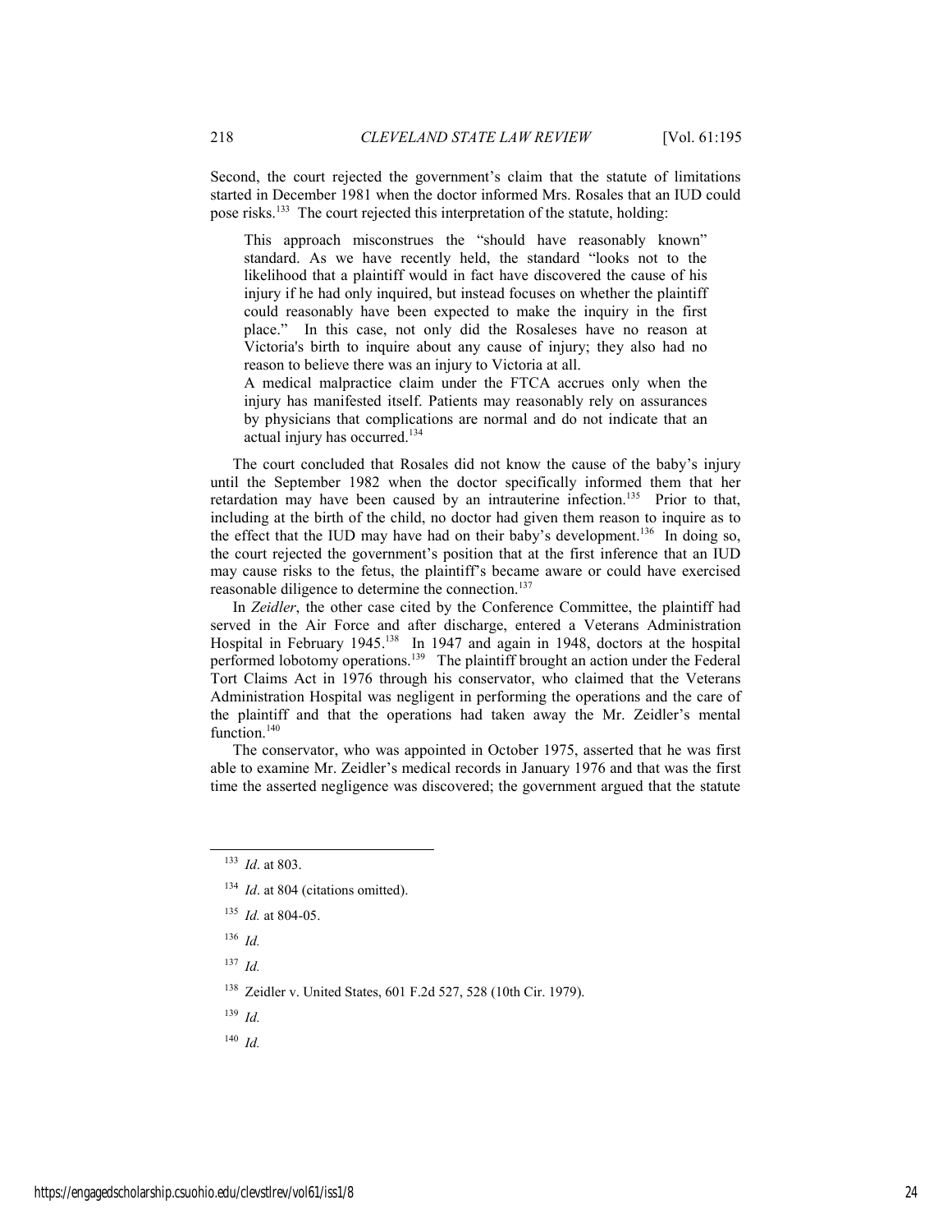Second, the court rejected the government's claim that the statute of limitations started in December 1981 when the doctor informed Mrs. Rosales that an IUD could pose risks.[133] The court rejected this interpretation of the statute, holding:

> This approach misconstrues the "should have reasonably known" standard. As we have recently held, the standard "looks not to the likelihood that a plaintiff would in fact have discovered the cause of his injury if he had only inquired, but instead focuses on whether the plaintiff could reasonably have been expected to make the inquiry in the first place." In this case, not only did the Rosaleses have no reason at Victoria's birth to inquire about any cause of injury; they also had no reason to believe there was an injury to Victoria at all.
>
> A medical malpractice claim under the FTCA accrues only when the injury has manifested itself. Patients may reasonably rely on assurances by physicians that complications are normal and do not indicate that an actual injury has occurred.[134]

The court concluded that Rosales did not know the cause of the baby's injury until the September 1982 when the doctor specifically informed them that her retardation may have been caused by an intrauterine infection.[135] Prior to that, including at the birth of the child, no doctor had given them reason to inquire as to the effect that the IUD may have had on their baby's development.[136] In doing so, the court rejected the government's position that at the first inference that an IUD may cause risks to the fetus, the plaintiff's became aware or could have exercised reasonable diligence to determine the connection.[137]

In *Zeidler*, the other case cited by the Conference Committee, the plaintiff had served in the Air Force and after discharge, entered a Veterans Administration Hospital in February 1945.[138] In 1947 and again in 1948, doctors at the hospital performed lobotomy operations.[139] The plaintiff brought an action under the Federal Tort Claims Act in 1976 through his conservator, who claimed that the Veterans Administration Hospital was negligent in performing the operations and the care of the plaintiff and that the operations had taken away the Mr. Zeidler's mental function.[140]

The conservator, who was appointed in October 1975, asserted that he was first able to examine Mr. Zeidler's medical records in January 1976 and that was the first time the asserted negligence was discovered; the government argued that the statute

---

[133] *Id*. at 803.

[134] *Id*. at 804 (citations omitted).

[135] *Id.* at 804-05.

[136] *Id.*

[137] *Id.*

[138] Zeidler v. United States, 601 F.2d 527, 528 (10th Cir. 1979).

[139] *Id.*

[140] *Id.*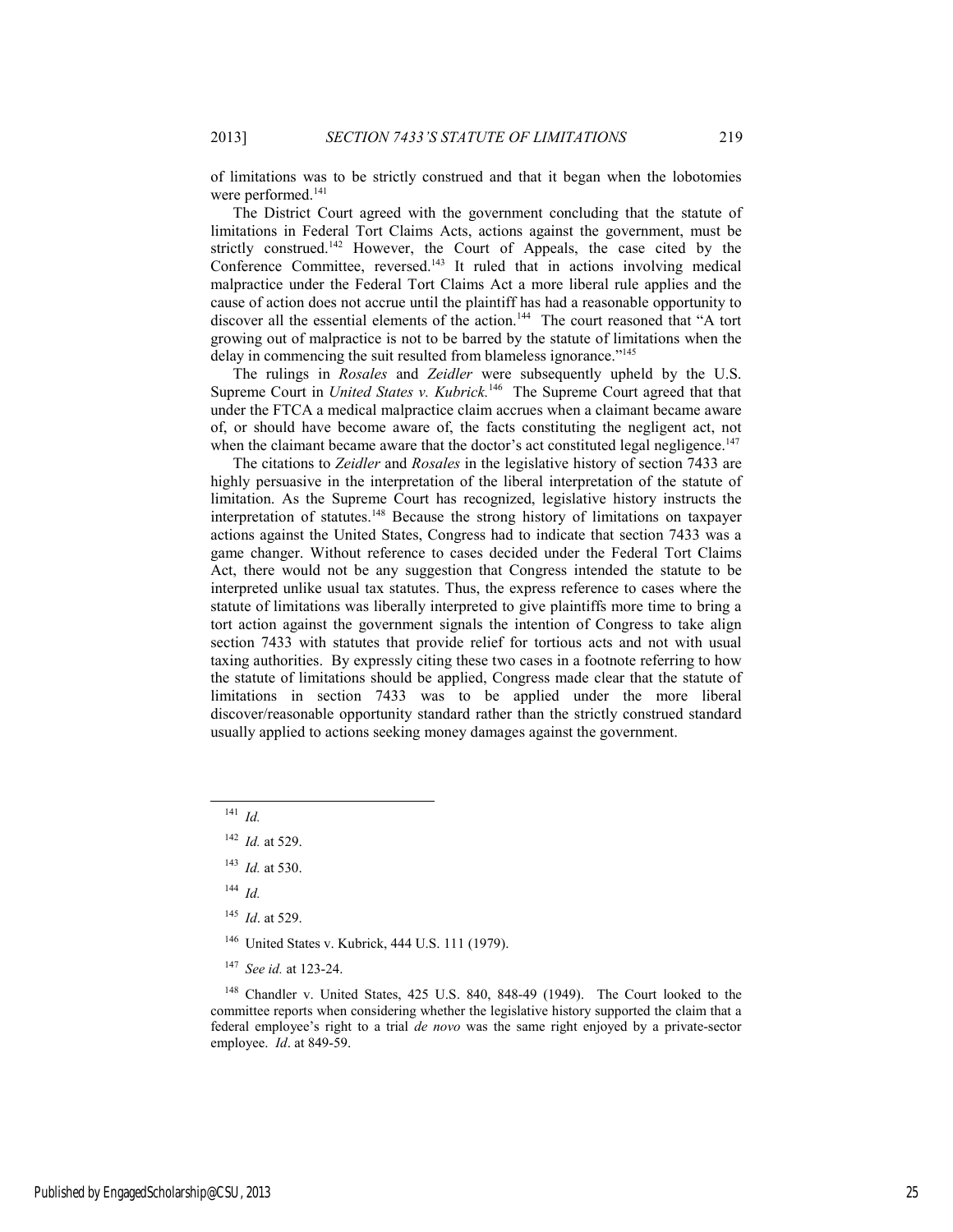of limitations was to be strictly construed and that it began when the lobotomies were performed.[141]

The District Court agreed with the government concluding that the statute of limitations in Federal Tort Claims Acts, actions against the government, must be strictly construed.[142] However, the Court of Appeals, the case cited by the Conference Committee, reversed.[143] It ruled that in actions involving medical malpractice under the Federal Tort Claims Act a more liberal rule applies and the cause of action does not accrue until the plaintiff has had a reasonable opportunity to discover all the essential elements of the action.[144] The court reasoned that "A tort growing out of malpractice is not to be barred by the statute of limitations when the delay in commencing the suit resulted from blameless ignorance."[145]

The rulings in *Rosales* and *Zeidler* were subsequently upheld by the U.S. Supreme Court in *United States v. Kubrick.*[146] The Supreme Court agreed that that under the FTCA a medical malpractice claim accrues when a claimant became aware of, or should have become aware of, the facts constituting the negligent act, not when the claimant became aware that the doctor's act constituted legal negligence.[147]

The citations to *Zeidler* and *Rosales* in the legislative history of section 7433 are highly persuasive in the interpretation of the liberal interpretation of the statute of limitation. As the Supreme Court has recognized, legislative history instructs the interpretation of statutes.[148] Because the strong history of limitations on taxpayer actions against the United States, Congress had to indicate that section 7433 was a game changer. Without reference to cases decided under the Federal Tort Claims Act, there would not be any suggestion that Congress intended the statute to be interpreted unlike usual tax statutes. Thus, the express reference to cases where the statute of limitations was liberally interpreted to give plaintiffs more time to bring a tort action against the government signals the intention of Congress to take align section 7433 with statutes that provide relief for tortious acts and not with usual taxing authorities. By expressly citing these two cases in a footnote referring to how the statute of limitations should be applied, Congress made clear that the statute of limitations in section 7433 was to be applied under the more liberal discover/reasonable opportunity standard rather than the strictly construed standard usually applied to actions seeking money damages against the government.

---

[141] *Id.*

[142] *Id.* at 529.

[143] *Id.* at 530.

[144] *Id.*

[145] *Id*. at 529.

[146] United States v. Kubrick, 444 U.S. 111 (1979).

[147] *See id.* at 123-24.

[148] Chandler v. United States, 425 U.S. 840, 848-49 (1949). The Court looked to the committee reports when considering whether the legislative history supported the claim that a federal employee's right to a trial *de novo* was the same right enjoyed by a private-sector employee. *Id*. at 849-59.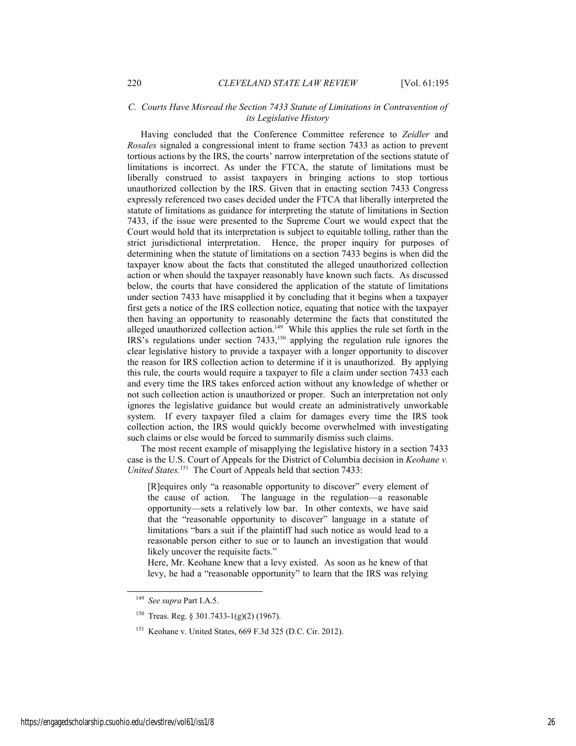### C. Courts Have Misread the Section 7433 Statute of Limitations in Contravention of its Legislative History

Having concluded that the Conference Committee reference to *Zeidler* and *Rosales* signaled a congressional intent to frame section 7433 as action to prevent tortious actions by the IRS, the courts' narrow interpretation of the sections statute of limitations is incorrect. As under the FTCA, the statute of limitations must be liberally construed to assist taxpayers in bringing actions to stop tortious unauthorized collection by the IRS. Given that in enacting section 7433 Congress expressly referenced two cases decided under the FTCA that liberally interpreted the statute of limitations as guidance for interpreting the statute of limitations in Section 7433, if the issue were presented to the Supreme Court we would expect that the Court would hold that its interpretation is subject to equitable tolling, rather than the strict jurisdictional interpretation. Hence, the proper inquiry for purposes of determining when the statute of limitations on a section 7433 begins is when did the taxpayer know about the facts that constituted the alleged unauthorized collection action or when should the taxpayer reasonably have known such facts. As discussed below, the courts that have considered the application of the statute of limitations under section 7433 have misapplied it by concluding that it begins when a taxpayer first gets a notice of the IRS collection notice, equating that notice with the taxpayer then having an opportunity to reasonably determine the facts that constituted the alleged unauthorized collection action.[149] While this applies the rule set forth in the IRS's regulations under section 7433,[150] applying the regulation rule ignores the clear legislative history to provide a taxpayer with a longer opportunity to discover the reason for IRS collection action to determine if it is unauthorized. By applying this rule, the courts would require a taxpayer to file a claim under section 7433 each and every time the IRS takes enforced action without any knowledge of whether or not such collection action is unauthorized or proper. Such an interpretation not only ignores the legislative guidance but would create an administratively unworkable system. If every taxpayer filed a claim for damages every time the IRS took collection action, the IRS would quickly become overwhelmed with investigating such claims or else would be forced to summarily dismiss such claims.

The most recent example of misapplying the legislative history in a section 7433 case is the U.S. Court of Appeals for the District of Columbia decision in *Keohane v. United States.*[151] The Court of Appeals held that section 7433:

> [R]equires only "a reasonable opportunity to discover" every element of the cause of action. The language in the regulation—a reasonable opportunity—sets a relatively low bar. In other contexts, we have said that the "reasonable opportunity to discover" language in a statute of limitations "bars a suit if the plaintiff had such notice as would lead to a reasonable person either to sue or to launch an investigation that would likely uncover the requisite facts."
>
> Here, Mr. Keohane knew that a levy existed. As soon as he knew of that levy, he had a "reasonable opportunity" to learn that the IRS was relying

---

[149] *See supra* Part I.A.5.

[150] Treas. Reg. § 301.7433-1(g)(2) (1967).

[151] Keohane v. United States, 669 F.3d 325 (D.C. Cir. 2012).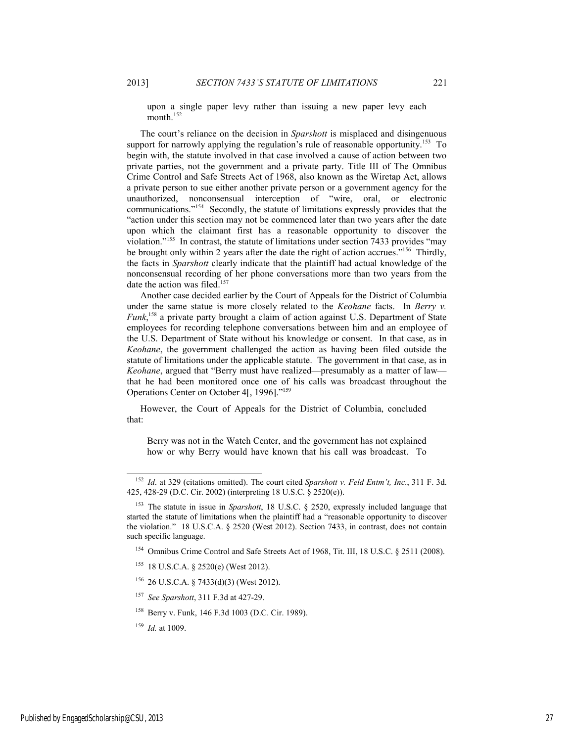upon a single paper levy rather than issuing a new paper levy each month.[152]

The court's reliance on the decision in *Sparshott* is misplaced and disingenuous support for narrowly applying the regulation's rule of reasonable opportunity.[153] To begin with, the statute involved in that case involved a cause of action between two private parties, not the government and a private party. Title III of The Omnibus Crime Control and Safe Streets Act of 1968, also known as the Wiretap Act, allows a private person to sue either another private person or a government agency for the unauthorized, nonconsensual interception of "wire, oral, or electronic communications."[154] Secondly, the statute of limitations expressly provides that the "action under this section may not be commenced later than two years after the date upon which the claimant first has a reasonable opportunity to discover the violation."[155] In contrast, the statute of limitations under section 7433 provides "may be brought only within 2 years after the date the right of action accrues."[156] Thirdly, the facts in *Sparshott* clearly indicate that the plaintiff had actual knowledge of the nonconsensual recording of her phone conversations more than two years from the date the action was filed.[157]

Another case decided earlier by the Court of Appeals for the District of Columbia under the same statue is more closely related to the *Keohane* facts. In *Berry v. Funk*,[158] a private party brought a claim of action against U.S. Department of State employees for recording telephone conversations between him and an employee of the U.S. Department of State without his knowledge or consent. In that case, as in *Keohane*, the government challenged the action as having been filed outside the statute of limitations under the applicable statute. The government in that case, as in *Keohane*, argued that "Berry must have realized—presumably as a matter of law—that he had been monitored once one of his calls was broadcast throughout the Operations Center on October 4[, 1996]."[159]

However, the Court of Appeals for the District of Columbia, concluded that:

> Berry was not in the Watch Center, and the government has not explained how or why Berry would have known that his call was broadcast. To

---

[152] *Id*. at 329 (citations omitted). The court cited *Sparshott v. Feld Entm't, Inc*., 311 F. 3d. 425, 428-29 (D.C. Cir. 2002) (interpreting 18 U.S.C. § 2520(e)).

[153] The statute in issue in *Sparshott*, 18 U.S.C. § 2520, expressly included language that started the statute of limitations when the plaintiff had a "reasonable opportunity to discover the violation." 18 U.S.C.A. § 2520 (West 2012). Section 7433, in contrast, does not contain such specific language.

[154] Omnibus Crime Control and Safe Streets Act of 1968, Tit. III, 18 U.S.C. § 2511 (2008).

[155] 18 U.S.C.A. § 2520(e) (West 2012).

[156] 26 U.S.C.A. § 7433(d)(3) (West 2012).

[157] *See Sparshott*, 311 F.3d at 427-29.

[158] Berry v. Funk, 146 F.3d 1003 (D.C. Cir. 1989).

[159] *Id.* at 1009.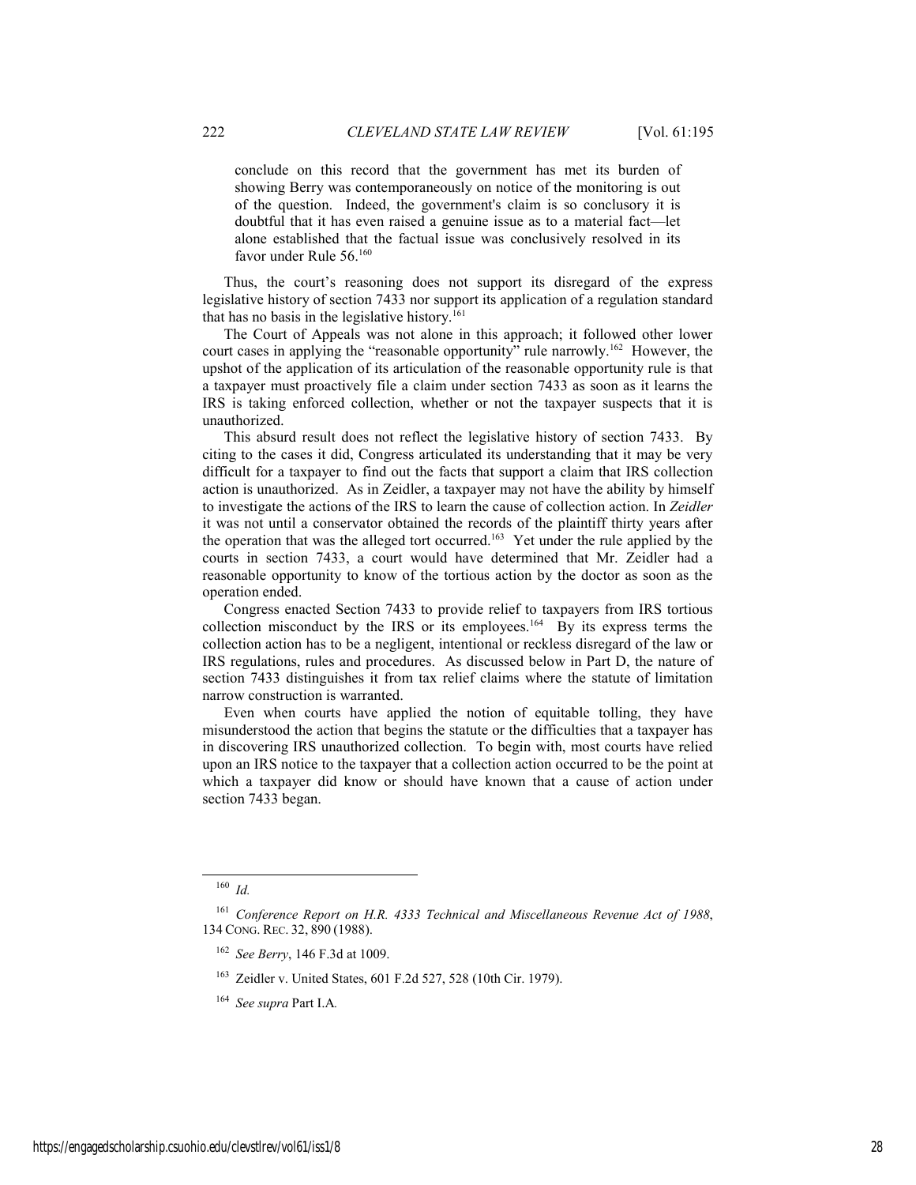> conclude on this record that the government has met its burden of showing Berry was contemporaneously on notice of the monitoring is out of the question. Indeed, the government's claim is so conclusory it is doubtful that it has even raised a genuine issue as to a material fact—let alone established that the factual issue was conclusively resolved in its favor under Rule 56.[160]

Thus, the court's reasoning does not support its disregard of the express legislative history of section 7433 nor support its application of a regulation standard that has no basis in the legislative history.[161]

The Court of Appeals was not alone in this approach; it followed other lower court cases in applying the "reasonable opportunity" rule narrowly.[162] However, the upshot of the application of its articulation of the reasonable opportunity rule is that a taxpayer must proactively file a claim under section 7433 as soon as it learns the IRS is taking enforced collection, whether or not the taxpayer suspects that it is unauthorized.

This absurd result does not reflect the legislative history of section 7433. By citing to the cases it did, Congress articulated its understanding that it may be very difficult for a taxpayer to find out the facts that support a claim that IRS collection action is unauthorized. As in Zeidler, a taxpayer may not have the ability by himself to investigate the actions of the IRS to learn the cause of collection action. In *Zeidler* it was not until a conservator obtained the records of the plaintiff thirty years after the operation that was the alleged tort occurred.[163] Yet under the rule applied by the courts in section 7433, a court would have determined that Mr. Zeidler had a reasonable opportunity to know of the tortious action by the doctor as soon as the operation ended.

Congress enacted Section 7433 to provide relief to taxpayers from IRS tortious collection misconduct by the IRS or its employees.[164] By its express terms the collection action has to be a negligent, intentional or reckless disregard of the law or IRS regulations, rules and procedures. As discussed below in Part D, the nature of section 7433 distinguishes it from tax relief claims where the statute of limitation narrow construction is warranted.

Even when courts have applied the notion of equitable tolling, they have misunderstood the action that begins the statute or the difficulties that a taxpayer has in discovering IRS unauthorized collection. To begin with, most courts have relied upon an IRS notice to the taxpayer that a collection action occurred to be the point at which a taxpayer did know or should have known that a cause of action under section 7433 began.

---

[160] *Id.*

[161] *Conference Report on H.R. 4333 Technical and Miscellaneous Revenue Act of 1988*, 134 CONG. REC. 32, 890 (1988).

[162] *See Berry*, 146 F.3d at 1009.

[163] Zeidler v. United States, 601 F.2d 527, 528 (10th Cir. 1979).

[164] *See supra* Part I.A.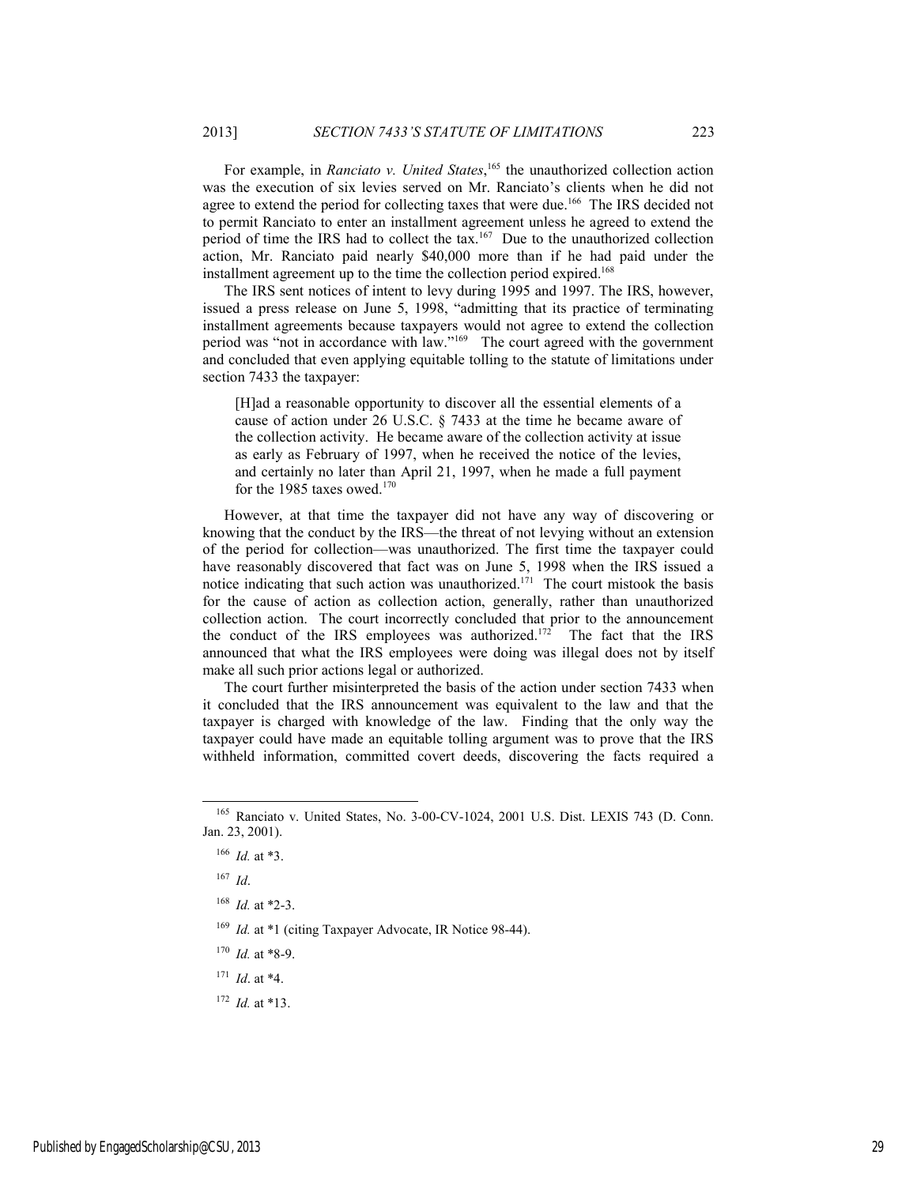For example, in *Ranciato v. United States*,[165] the unauthorized collection action was the execution of six levies served on Mr. Ranciato's clients when he did not agree to extend the period for collecting taxes that were due.[166] The IRS decided not to permit Ranciato to enter an installment agreement unless he agreed to extend the period of time the IRS had to collect the tax.[167] Due to the unauthorized collection action, Mr. Ranciato paid nearly $40,000 more than if he had paid under the installment agreement up to the time the collection period expired.[168]

The IRS sent notices of intent to levy during 1995 and 1997. The IRS, however, issued a press release on June 5, 1998, "admitting that its practice of terminating installment agreements because taxpayers would not agree to extend the collection period was "not in accordance with law."[169] The court agreed with the government and concluded that even applying equitable tolling to the statute of limitations under section 7433 the taxpayer:

> [H]ad a reasonable opportunity to discover all the essential elements of a cause of action under 26 U.S.C. § 7433 at the time he became aware of the collection activity. He became aware of the collection activity at issue as early as February of 1997, when he received the notice of the levies, and certainly no later than April 21, 1997, when he made a full payment for the 1985 taxes owed.[170]

However, at that time the taxpayer did not have any way of discovering or knowing that the conduct by the IRS—the threat of not levying without an extension of the period for collection—was unauthorized. The first time the taxpayer could have reasonably discovered that fact was on June 5, 1998 when the IRS issued a notice indicating that such action was unauthorized.[171] The court mistook the basis for the cause of action as collection action, generally, rather than unauthorized collection action. The court incorrectly concluded that prior to the announcement the conduct of the IRS employees was authorized.[172] The fact that the IRS announced that what the IRS employees were doing was illegal does not by itself make all such prior actions legal or authorized.

The court further misinterpreted the basis of the action under section 7433 when it concluded that the IRS announcement was equivalent to the law and that the taxpayer is charged with knowledge of the law. Finding that the only way the taxpayer could have made an equitable tolling argument was to prove that the IRS withheld information, committed covert deeds, discovering the facts required a

---

[165] Ranciato v. United States, No. 3-00-CV-1024, 2001 U.S. Dist. LEXIS 743 (D. Conn. Jan. 23, 2001).

[166] *Id.* at *3.

[167] *Id*.

[168] *Id.* at *2-3.

[169] *Id.* at *1 (citing Taxpayer Advocate, IR Notice 98-44).

[170] *Id.* at *8-9.

[171] *Id*. at *4.

[172] *Id.* at *13.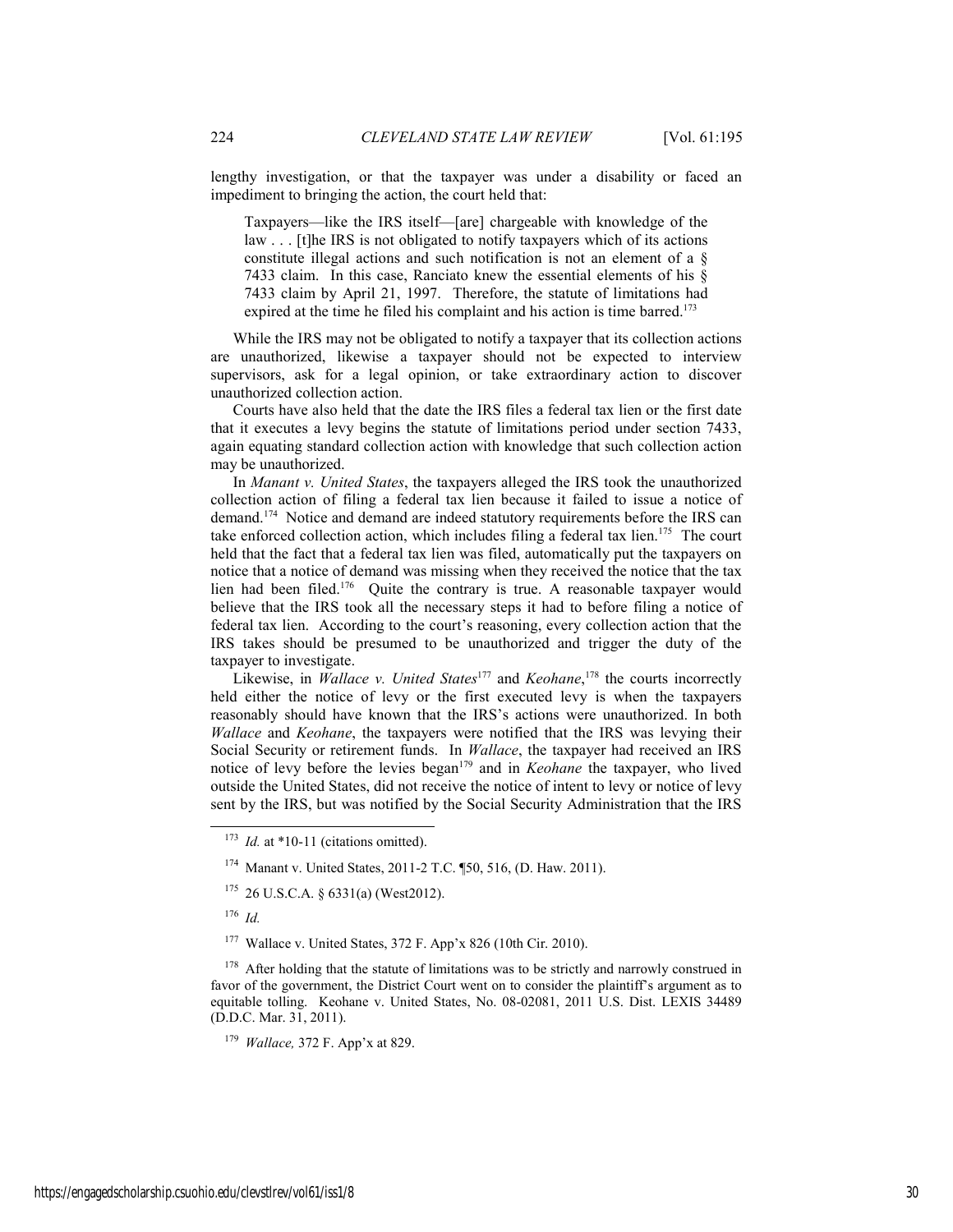lengthy investigation, or that the taxpayer was under a disability or faced an impediment to bringing the action, the court held that:

> Taxpayers—like the IRS itself—[are] chargeable with knowledge of the law . . . [t]he IRS is not obligated to notify taxpayers which of its actions constitute illegal actions and such notification is not an element of a § 7433 claim. In this case, Ranciato knew the essential elements of his § 7433 claim by April 21, 1997. Therefore, the statute of limitations had expired at the time he filed his complaint and his action is time barred.[173]

While the IRS may not be obligated to notify a taxpayer that its collection actions are unauthorized, likewise a taxpayer should not be expected to interview supervisors, ask for a legal opinion, or take extraordinary action to discover unauthorized collection action.

Courts have also held that the date the IRS files a federal tax lien or the first date that it executes a levy begins the statute of limitations period under section 7433, again equating standard collection action with knowledge that such collection action may be unauthorized.

In *Manant v. United States*, the taxpayers alleged the IRS took the unauthorized collection action of filing a federal tax lien because it failed to issue a notice of demand.[174] Notice and demand are indeed statutory requirements before the IRS can take enforced collection action, which includes filing a federal tax lien.[175] The court held that the fact that a federal tax lien was filed, automatically put the taxpayers on notice that a notice of demand was missing when they received the notice that the tax lien had been filed.[176] Quite the contrary is true. A reasonable taxpayer would believe that the IRS took all the necessary steps it had to before filing a notice of federal tax lien. According to the court's reasoning, every collection action that the IRS takes should be presumed to be unauthorized and trigger the duty of the taxpayer to investigate.

Likewise, in *Wallace v. United States*[177] and *Keohane*,[178] the courts incorrectly held either the notice of levy or the first executed levy is when the taxpayers reasonably should have known that the IRS's actions were unauthorized. In both *Wallace* and *Keohane*, the taxpayers were notified that the IRS was levying their Social Security or retirement funds. In *Wallace*, the taxpayer had received an IRS notice of levy before the levies began[179] and in *Keohane* the taxpayer, who lived outside the United States, did not receive the notice of intent to levy or notice of levy sent by the IRS, but was notified by the Social Security Administration that the IRS

---

[173] *Id.* at *10-11 (citations omitted).

[174] Manant v. United States, 2011-2 T.C. ¶50, 516, (D. Haw. 2011).

[175] 26 U.S.C.A. § 6331(a) (West2012).

[176] *Id.*

[177] Wallace v. United States, 372 F. App'x 826 (10th Cir. 2010).

[178] After holding that the statute of limitations was to be strictly and narrowly construed in favor of the government, the District Court went on to consider the plaintiff's argument as to equitable tolling. Keohane v. United States, No. 08-02081, 2011 U.S. Dist. LEXIS 34489 (D.D.C. Mar. 31, 2011).

[179] *Wallace,* 372 F. App'x at 829.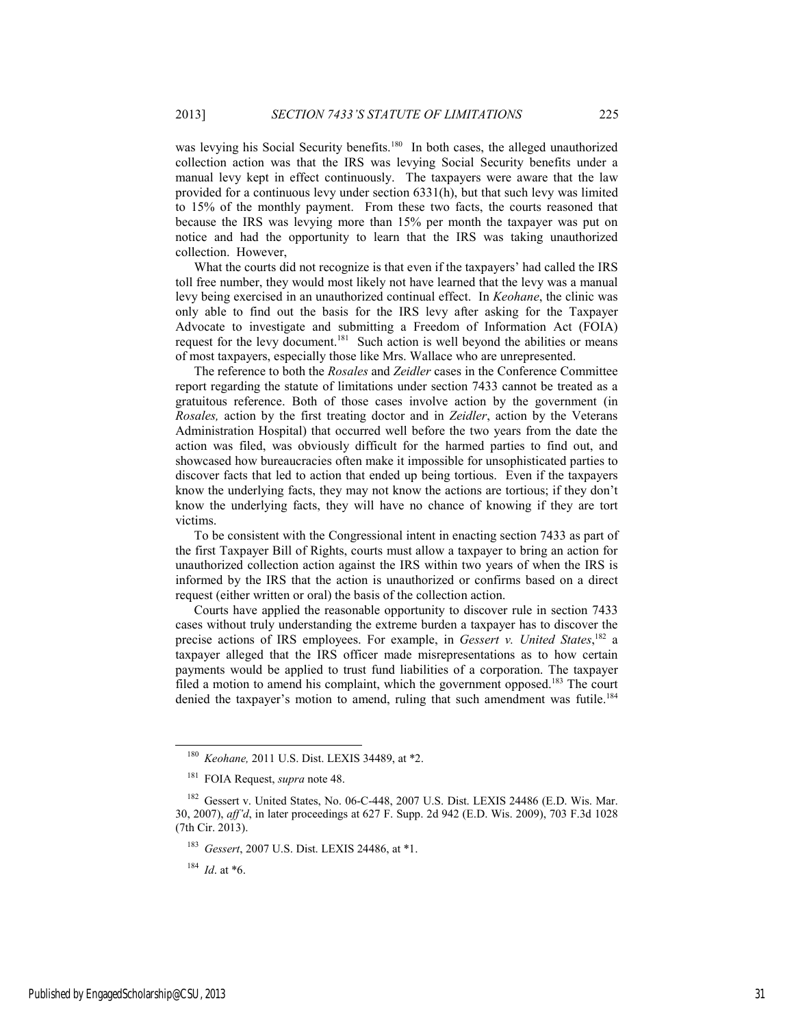was levying his Social Security benefits.[180] In both cases, the alleged unauthorized collection action was that the IRS was levying Social Security benefits under a manual levy kept in effect continuously. The taxpayers were aware that the law provided for a continuous levy under section 6331(h), but that such levy was limited to 15% of the monthly payment. From these two facts, the courts reasoned that because the IRS was levying more than 15% per month the taxpayer was put on notice and had the opportunity to learn that the IRS was taking unauthorized collection. However,

What the courts did not recognize is that even if the taxpayers' had called the IRS toll free number, they would most likely not have learned that the levy was a manual levy being exercised in an unauthorized continual effect. In *Keohane*, the clinic was only able to find out the basis for the IRS levy after asking for the Taxpayer Advocate to investigate and submitting a Freedom of Information Act (FOIA) request for the levy document.[181] Such action is well beyond the abilities or means of most taxpayers, especially those like Mrs. Wallace who are unrepresented.

The reference to both the *Rosales* and *Zeidler* cases in the Conference Committee report regarding the statute of limitations under section 7433 cannot be treated as a gratuitous reference. Both of those cases involve action by the government (in *Rosales,* action by the first treating doctor and in *Zeidler*, action by the Veterans Administration Hospital) that occurred well before the two years from the date the action was filed, was obviously difficult for the harmed parties to find out, and showcased how bureaucracies often make it impossible for unsophisticated parties to discover facts that led to action that ended up being tortious. Even if the taxpayers know the underlying facts, they may not know the actions are tortious; if they don't know the underlying facts, they will have no chance of knowing if they are tort victims.

To be consistent with the Congressional intent in enacting section 7433 as part of the first Taxpayer Bill of Rights, courts must allow a taxpayer to bring an action for unauthorized collection action against the IRS within two years of when the IRS is informed by the IRS that the action is unauthorized or confirms based on a direct request (either written or oral) the basis of the collection action.

Courts have applied the reasonable opportunity to discover rule in section 7433 cases without truly understanding the extreme burden a taxpayer has to discover the precise actions of IRS employees. For example, in *Gessert v. United States*,[182] a taxpayer alleged that the IRS officer made misrepresentations as to how certain payments would be applied to trust fund liabilities of a corporation. The taxpayer filed a motion to amend his complaint, which the government opposed.[183] The court denied the taxpayer's motion to amend, ruling that such amendment was futile.[184]

---

[180] *Keohane,* 2011 U.S. Dist. LEXIS 34489, at *2.

[181] FOIA Request, *supra* note 48.

[182] Gessert v. United States, No. 06-C-448, 2007 U.S. Dist. LEXIS 24486 (E.D. Wis. Mar. 30, 2007), *aff'd*, in later proceedings at 627 F. Supp. 2d 942 (E.D. Wis. 2009), 703 F.3d 1028 (7th Cir. 2013).

[183] *Gessert*, 2007 U.S. Dist. LEXIS 24486, at *1.

[184] *Id*. at *6.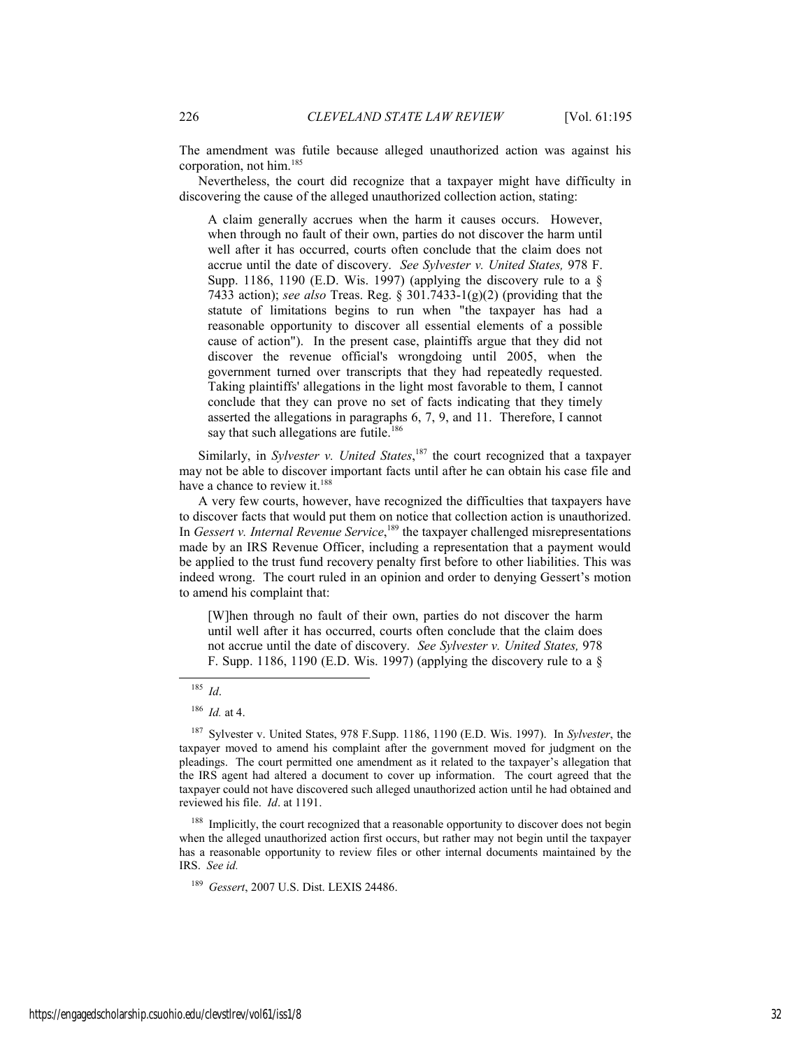The amendment was futile because alleged unauthorized action was against his corporation, not him.[185]

Nevertheless, the court did recognize that a taxpayer might have difficulty in discovering the cause of the alleged unauthorized collection action, stating:

> A claim generally accrues when the harm it causes occurs. However, when through no fault of their own, parties do not discover the harm until well after it has occurred, courts often conclude that the claim does not accrue until the date of discovery. *See Sylvester v. United States,* 978 F. Supp. 1186, 1190 (E.D. Wis. 1997) (applying the discovery rule to a § 7433 action); *see also* Treas. Reg. § 301.7433-1(g)(2) (providing that the statute of limitations begins to run when "the taxpayer has had a reasonable opportunity to discover all essential elements of a possible cause of action"). In the present case, plaintiffs argue that they did not discover the revenue official's wrongdoing until 2005, when the government turned over transcripts that they had repeatedly requested. Taking plaintiffs' allegations in the light most favorable to them, I cannot conclude that they can prove no set of facts indicating that they timely asserted the allegations in paragraphs 6, 7, 9, and 11. Therefore, I cannot say that such allegations are futile.[186]

Similarly, in *Sylvester v. United States*,[187] the court recognized that a taxpayer may not be able to discover important facts until after he can obtain his case file and have a chance to review it.[188]

A very few courts, however, have recognized the difficulties that taxpayers have to discover facts that would put them on notice that collection action is unauthorized. In *Gessert v. Internal Revenue Service*,[189] the taxpayer challenged misrepresentations made by an IRS Revenue Officer, including a representation that a payment would be applied to the trust fund recovery penalty first before to other liabilities. This was indeed wrong. The court ruled in an opinion and order to denying Gessert's motion to amend his complaint that:

> [W]hen through no fault of their own, parties do not discover the harm until well after it has occurred, courts often conclude that the claim does not accrue until the date of discovery. *See Sylvester v. United States,* 978 F. Supp. 1186, 1190 (E.D. Wis. 1997) (applying the discovery rule to a §

---

[185] *Id*.

[186] *Id.* at 4.

[187] Sylvester v. United States, 978 F.Supp. 1186, 1190 (E.D. Wis. 1997). In *Sylvester*, the taxpayer moved to amend his complaint after the government moved for judgment on the pleadings. The court permitted one amendment as it related to the taxpayer's allegation that the IRS agent had altered a document to cover up information. The court agreed that the taxpayer could not have discovered such alleged unauthorized action until he had obtained and reviewed his file. *Id*. at 1191.

[188] Implicitly, the court recognized that a reasonable opportunity to discover does not begin when the alleged unauthorized action first occurs, but rather may not begin until the taxpayer has a reasonable opportunity to review files or other internal documents maintained by the IRS. *See id.*

[189] *Gessert*, 2007 U.S. Dist. LEXIS 24486.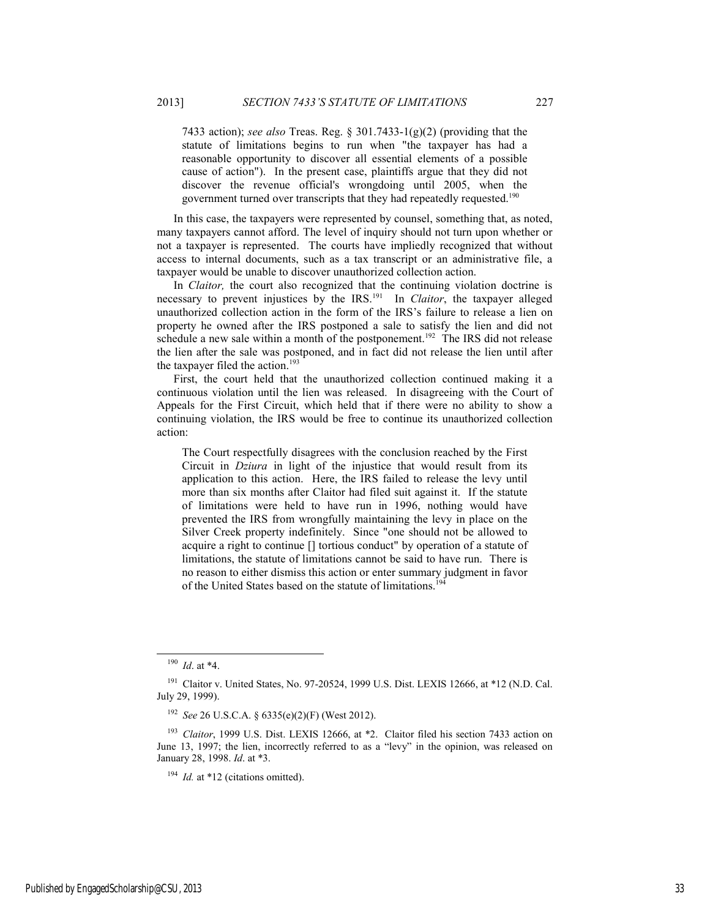7433 action); *see also* Treas. Reg. § 301.7433-1(g)(2) (providing that the statute of limitations begins to run when "the taxpayer has had a reasonable opportunity to discover all essential elements of a possible cause of action"). In the present case, plaintiffs argue that they did not discover the revenue official's wrongdoing until 2005, when the government turned over transcripts that they had repeatedly requested.[190]

In this case, the taxpayers were represented by counsel, something that, as noted, many taxpayers cannot afford. The level of inquiry should not turn upon whether or not a taxpayer is represented. The courts have impliedly recognized that without access to internal documents, such as a tax transcript or an administrative file, a taxpayer would be unable to discover unauthorized collection action.

In *Claitor,* the court also recognized that the continuing violation doctrine is necessary to prevent injustices by the IRS.[191] In *Claitor*, the taxpayer alleged unauthorized collection action in the form of the IRS's failure to release a lien on property he owned after the IRS postponed a sale to satisfy the lien and did not schedule a new sale within a month of the postponement.[192] The IRS did not release the lien after the sale was postponed, and in fact did not release the lien until after the taxpayer filed the action.[193]

First, the court held that the unauthorized collection continued making it a continuous violation until the lien was released. In disagreeing with the Court of Appeals for the First Circuit, which held that if there were no ability to show a continuing violation, the IRS would be free to continue its unauthorized collection action:

> The Court respectfully disagrees with the conclusion reached by the First Circuit in *Dziura* in light of the injustice that would result from its application to this action. Here, the IRS failed to release the levy until more than six months after Claitor had filed suit against it. If the statute of limitations were held to have run in 1996, nothing would have prevented the IRS from wrongfully maintaining the levy in place on the Silver Creek property indefinitely. Since "one should not be allowed to acquire a right to continue [] tortious conduct" by operation of a statute of limitations, the statute of limitations cannot be said to have run. There is no reason to either dismiss this action or enter summary judgment in favor of the United States based on the statute of limitations.[194]

---

[190] *Id*. at *4.

[191] Claitor v. United States, No. 97-20524, 1999 U.S. Dist. LEXIS 12666, at *12 (N.D. Cal. July 29, 1999).

[192] *See* 26 U.S.C.A. § 6335(e)(2)(F) (West 2012).

[193] *Claitor*, 1999 U.S. Dist. LEXIS 12666, at *2. Claitor filed his section 7433 action on June 13, 1997; the lien, incorrectly referred to as a "levy" in the opinion, was released on January 28, 1998. *Id*. at *3.

[194] *Id.* at *12 (citations omitted).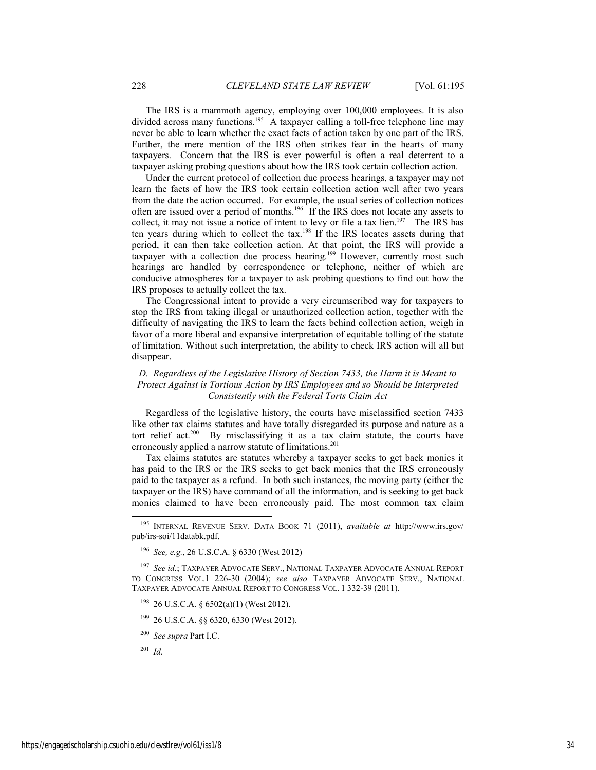The IRS is a mammoth agency, employing over 100,000 employees. It is also divided across many functions.[195] A taxpayer calling a toll-free telephone line may never be able to learn whether the exact facts of action taken by one part of the IRS. Further, the mere mention of the IRS often strikes fear in the hearts of many taxpayers. Concern that the IRS is ever powerful is often a real deterrent to a taxpayer asking probing questions about how the IRS took certain collection action.

Under the current protocol of collection due process hearings, a taxpayer may not learn the facts of how the IRS took certain collection action well after two years from the date the action occurred. For example, the usual series of collection notices often are issued over a period of months.[196] If the IRS does not locate any assets to collect, it may not issue a notice of intent to levy or file a tax lien.[197] The IRS has ten years during which to collect the tax.[198] If the IRS locates assets during that period, it can then take collection action. At that point, the IRS will provide a taxpayer with a collection due process hearing.[199] However, currently most such hearings are handled by correspondence or telephone, neither of which are conducive atmospheres for a taxpayer to ask probing questions to find out how the IRS proposes to actually collect the tax.

The Congressional intent to provide a very circumscribed way for taxpayers to stop the IRS from taking illegal or unauthorized collection action, together with the difficulty of navigating the IRS to learn the facts behind collection action, weigh in favor of a more liberal and expansive interpretation of equitable tolling of the statute of limitation. Without such interpretation, the ability to check IRS action will all but disappear.

### *D. Regardless of the Legislative History of Section 7433, the Harm it is Meant to Protect Against is Tortious Action by IRS Employees and so Should be Interpreted Consistently with the Federal Torts Claim Act*

Regardless of the legislative history, the courts have misclassified section 7433 like other tax claims statutes and have totally disregarded its purpose and nature as a tort relief act.[200] By misclassifying it as a tax claim statute, the courts have erroneously applied a narrow statute of limitations.[201]

Tax claims statutes are statutes whereby a taxpayer seeks to get back monies it has paid to the IRS or the IRS seeks to get back monies that the IRS erroneously paid to the taxpayer as a refund. In both such instances, the moving party (either the taxpayer or the IRS) have command of all the information, and is seeking to get back monies claimed to have been erroneously paid. The most common tax claim

---

[195] INTERNAL REVENUE SERV. DATA BOOK 71 (2011), *available at* http://www.irs.gov/pub/irs-soi/11databk.pdf.

[196] *See, e.g.*, 26 U.S.C.A. § 6330 (West 2012)

[197] *See id.*; TAXPAYER ADVOCATE SERV., NATIONAL TAXPAYER ADVOCATE ANNUAL REPORT TO CONGRESS VOL.1 226-30 (2004); *see also* TAXPAYER ADVOCATE SERV., NATIONAL TAXPAYER ADVOCATE ANNUAL REPORT TO CONGRESS VOL. 1 332-39 (2011).

[198] 26 U.S.C.A. § 6502(a)(1) (West 2012).

[199] 26 U.S.C.A. §§ 6320, 6330 (West 2012).

[200] *See supra* Part I.C.

[201] *Id.*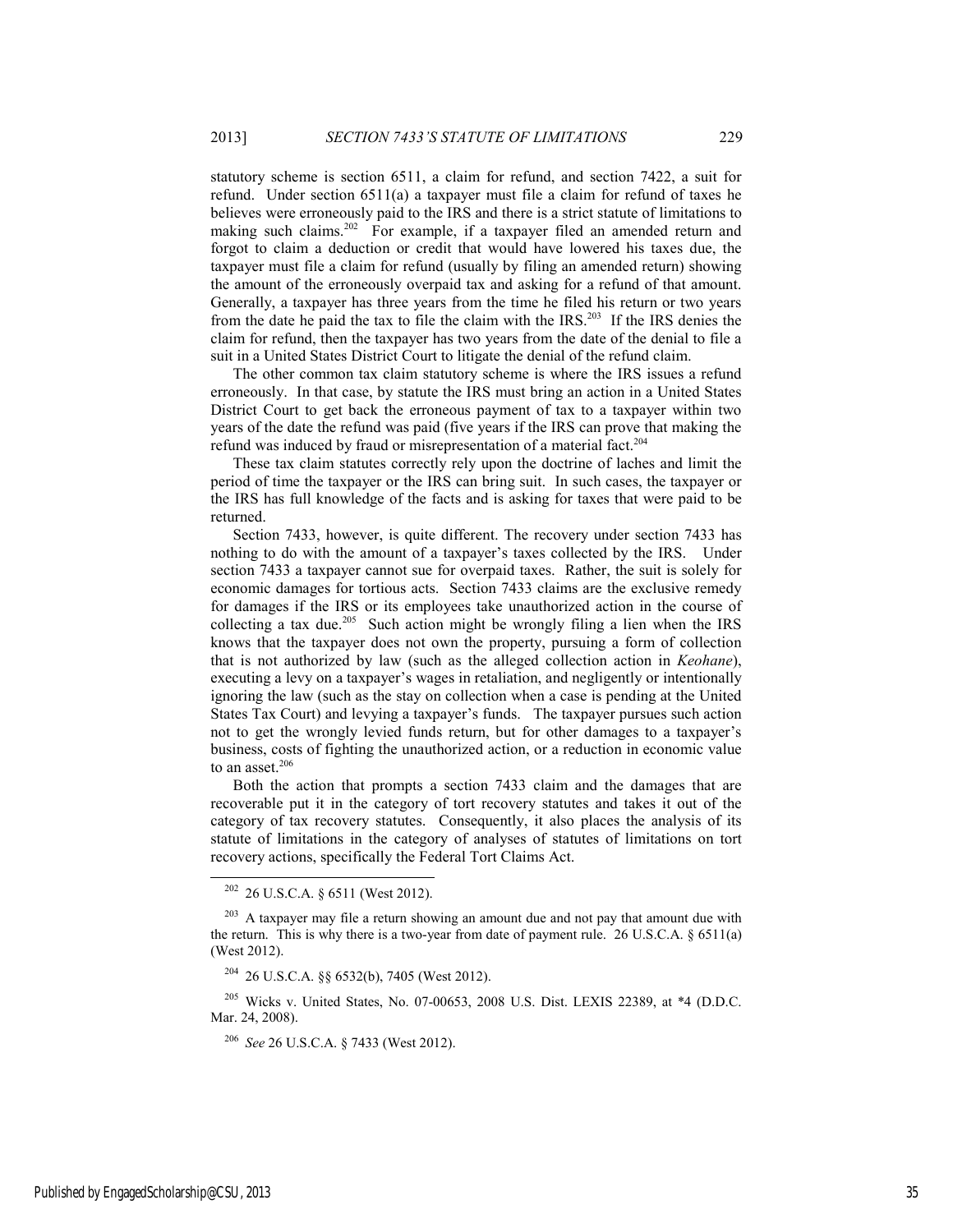statutory scheme is section 6511, a claim for refund, and section 7422, a suit for refund. Under section 6511(a) a taxpayer must file a claim for refund of taxes he believes were erroneously paid to the IRS and there is a strict statute of limitations to making such claims.[202] For example, if a taxpayer filed an amended return and forgot to claim a deduction or credit that would have lowered his taxes due, the taxpayer must file a claim for refund (usually by filing an amended return) showing the amount of the erroneously overpaid tax and asking for a refund of that amount. Generally, a taxpayer has three years from the time he filed his return or two years from the date he paid the tax to file the claim with the IRS.[203] If the IRS denies the claim for refund, then the taxpayer has two years from the date of the denial to file a suit in a United States District Court to litigate the denial of the refund claim.

The other common tax claim statutory scheme is where the IRS issues a refund erroneously. In that case, by statute the IRS must bring an action in a United States District Court to get back the erroneous payment of tax to a taxpayer within two years of the date the refund was paid (five years if the IRS can prove that making the refund was induced by fraud or misrepresentation of a material fact.[204]

These tax claim statutes correctly rely upon the doctrine of laches and limit the period of time the taxpayer or the IRS can bring suit. In such cases, the taxpayer or the IRS has full knowledge of the facts and is asking for taxes that were paid to be returned.

Section 7433, however, is quite different. The recovery under section 7433 has nothing to do with the amount of a taxpayer's taxes collected by the IRS. Under section 7433 a taxpayer cannot sue for overpaid taxes. Rather, the suit is solely for economic damages for tortious acts. Section 7433 claims are the exclusive remedy for damages if the IRS or its employees take unauthorized action in the course of collecting a tax due.[205] Such action might be wrongly filing a lien when the IRS knows that the taxpayer does not own the property, pursuing a form of collection that is not authorized by law (such as the alleged collection action in *Keohane*), executing a levy on a taxpayer's wages in retaliation, and negligently or intentionally ignoring the law (such as the stay on collection when a case is pending at the United States Tax Court) and levying a taxpayer's funds. The taxpayer pursues such action not to get the wrongly levied funds return, but for other damages to a taxpayer's business, costs of fighting the unauthorized action, or a reduction in economic value to an asset.[206]

Both the action that prompts a section 7433 claim and the damages that are recoverable put it in the category of tort recovery statutes and takes it out of the category of tax recovery statutes. Consequently, it also places the analysis of its statute of limitations in the category of analyses of statutes of limitations on tort recovery actions, specifically the Federal Tort Claims Act.

---

[202] 26 U.S.C.A. § 6511 (West 2012).

[203] A taxpayer may file a return showing an amount due and not pay that amount due with the return. This is why there is a two-year from date of payment rule. 26 U.S.C.A. § 6511(a) (West 2012).

[204] 26 U.S.C.A. §§ 6532(b), 7405 (West 2012).

[205] Wicks v. United States, No. 07-00653, 2008 U.S. Dist. LEXIS 22389, at *4 (D.D.C. Mar. 24, 2008).

[206] *See* 26 U.S.C.A. § 7433 (West 2012).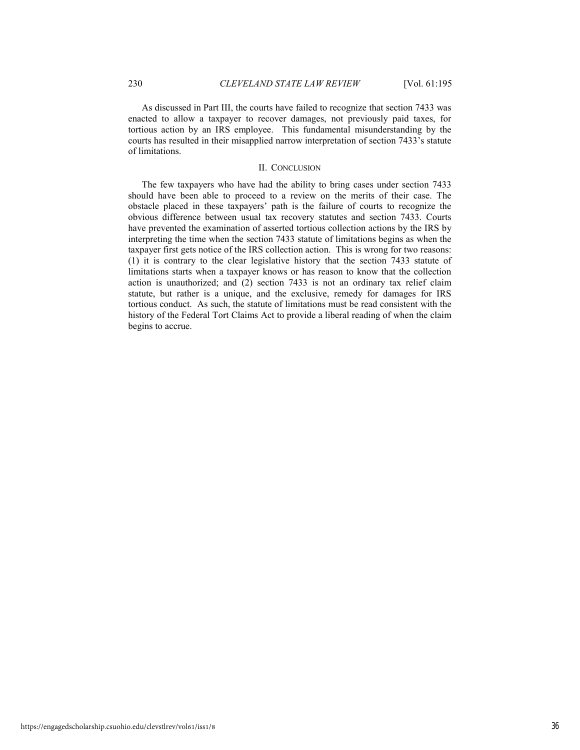As discussed in Part III, the courts have failed to recognize that section 7433 was enacted to allow a taxpayer to recover damages, not previously paid taxes, for tortious action by an IRS employee. This fundamental misunderstanding by the courts has resulted in their misapplied narrow interpretation of section 7433's statute of limitations.

## II. Conclusion

The few taxpayers who have had the ability to bring cases under section 7433 should have been able to proceed to a review on the merits of their case. The obstacle placed in these taxpayers' path is the failure of courts to recognize the obvious difference between usual tax recovery statutes and section 7433. Courts have prevented the examination of asserted tortious collection actions by the IRS by interpreting the time when the section 7433 statute of limitations begins as when the taxpayer first gets notice of the IRS collection action. This is wrong for two reasons: (1) it is contrary to the clear legislative history that the section 7433 statute of limitations starts when a taxpayer knows or has reason to know that the collection action is unauthorized; and (2) section 7433 is not an ordinary tax relief claim statute, but rather is a unique, and the exclusive, remedy for damages for IRS tortious conduct. As such, the statute of limitations must be read consistent with the history of the Federal Tort Claims Act to provide a liberal reading of when the claim begins to accrue.